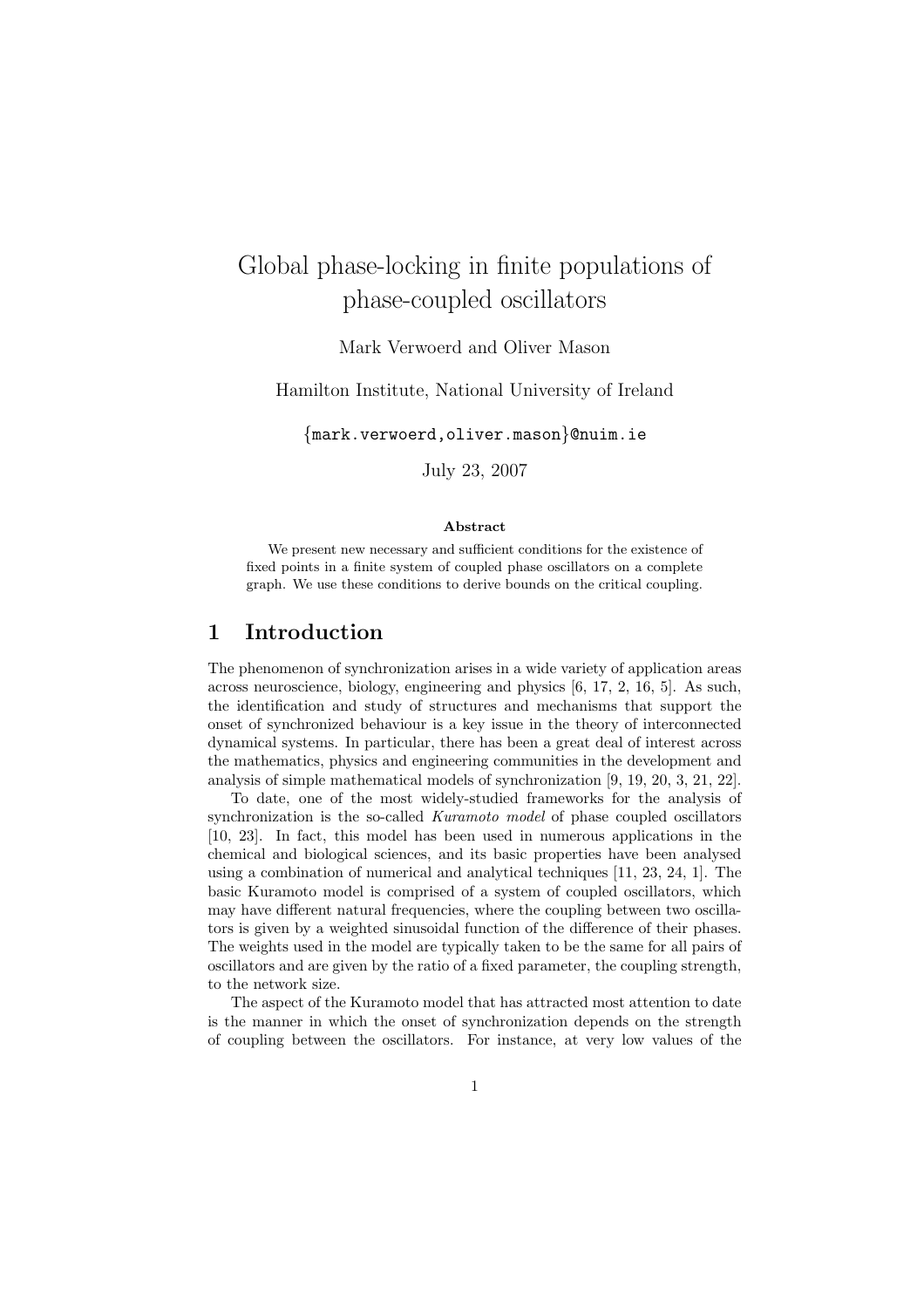# Global phase-locking in finite populations of phase-coupled oscillators

Mark Verwoerd and Oliver Mason

Hamilton Institute, National University of Ireland

{mark.verwoerd,oliver.mason}@nuim.ie

July 23, 2007

**Abstract**

We present new necessary and sufficient conditions for the existence of fixed points in a finite system of coupled phase oscillators on a complete graph. We use these conditions to derive bounds on the critical coupling.

## 1 Introduction

The phenomenon of synchronization arises in a wide variety of application areas across neuroscience, biology, engineering and physics [6, 17, 2, 16, 5]. As such, the identification and study of structures and mechanisms that support the onset of synchronized behaviour is a key issue in the theory of interconnected dynamical systems. In particular, there has been a great deal of interest across the mathematics, physics and engineering communities in the development and analysis of simple mathematical models of synchronization [9, 19, 20, 3, 21, 22].

To date, one of the most widely-studied frameworks for the analysis of synchronization is the so-called *Kuramoto model* of phase coupled oscillators [10, 23]. In fact, this model has been used in numerous applications in the chemical and biological sciences, and its basic properties have been analysed using a combination of numerical and analytical techniques [11, 23, 24, 1]. The basic Kuramoto model is comprised of a system of coupled oscillators, which may have different natural frequencies, where the coupling between two oscillators is given by a weighted sinusoidal function of the difference of their phases. The weights used in the model are typically taken to be the same for all pairs of oscillators and are given by the ratio of a fixed parameter, the coupling strength, to the network size.

The aspect of the Kuramoto model that has attracted most attention to date is the manner in which the onset of synchronization depends on the strength of coupling between the oscillators. For instance, at very low values of the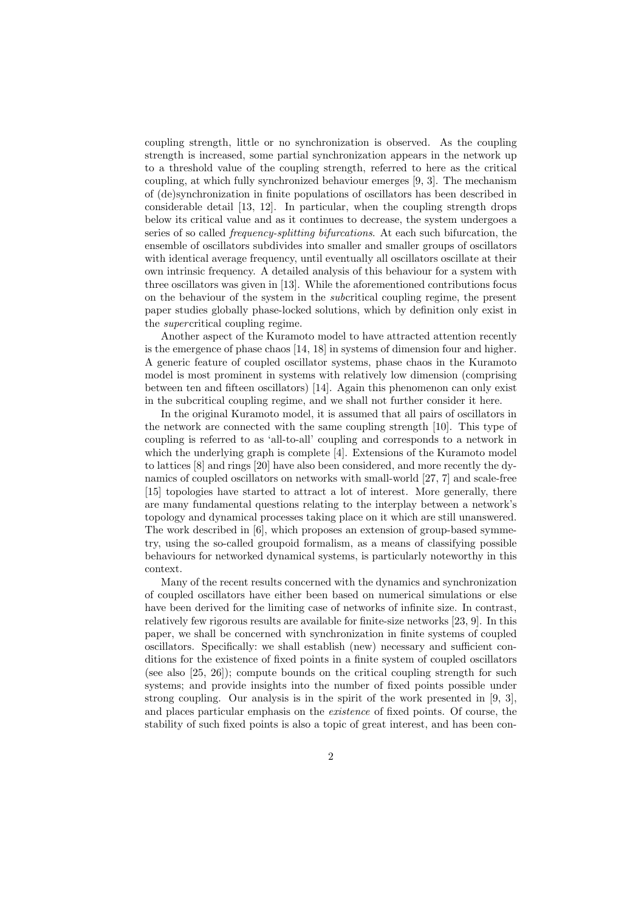coupling strength, little or no synchronization is observed. As the coupling strength is increased, some partial synchronization appears in the network up to a threshold value of the coupling strength, referred to here as the critical coupling, at which fully synchronized behaviour emerges [9, 3]. The mechanism of (de)synchronization in finite populations of oscillators has been described in considerable detail [13, 12]. In particular, when the coupling strength drops below its critical value and as it continues to decrease, the system undergoes a series of so called *frequency-splitting bifurcations*. At each such bifurcation, the ensemble of oscillators subdivides into smaller and smaller groups of oscillators with identical average frequency, until eventually all oscillators oscillate at their own intrinsic frequency. A detailed analysis of this behaviour for a system with three oscillators was given in [13]. While the aforementioned contributions focus on the behaviour of the system in the *sub*critical coupling regime, the present paper studies globally phase-locked solutions, which by definition only exist in the *super*critical coupling regime.

Another aspect of the Kuramoto model to have attracted attention recently is the emergence of phase chaos [14, 18] in systems of dimension four and higher. A generic feature of coupled oscillator systems, phase chaos in the Kuramoto model is most prominent in systems with relatively low dimension (comprising between ten and fifteen oscillators) [14]. Again this phenomenon can only exist in the subcritical coupling regime, and we shall not further consider it here.

In the original Kuramoto model, it is assumed that all pairs of oscillators in the network are connected with the same coupling strength [10]. This type of coupling is referred to as 'all-to-all' coupling and corresponds to a network in which the underlying graph is complete [4]. Extensions of the Kuramoto model to lattices [8] and rings [20] have also been considered, and more recently the dynamics of coupled oscillators on networks with small-world [27, 7] and scale-free [15] topologies have started to attract a lot of interest. More generally, there are many fundamental questions relating to the interplay between a network's topology and dynamical processes taking place on it which are still unanswered. The work described in [6], which proposes an extension of group-based symmetry, using the so-called groupoid formalism, as a means of classifying possible behaviours for networked dynamical systems, is particularly noteworthy in this context.

Many of the recent results concerned with the dynamics and synchronization of coupled oscillators have either been based on numerical simulations or else have been derived for the limiting case of networks of infinite size. In contrast, relatively few rigorous results are available for finite-size networks [23, 9]. In this paper, we shall be concerned with synchronization in finite systems of coupled oscillators. Specifically: we shall establish (new) necessary and sufficient conditions for the existence of fixed points in a finite system of coupled oscillators (see also [25, 26]); compute bounds on the critical coupling strength for such systems; and provide insights into the number of fixed points possible under strong coupling. Our analysis is in the spirit of the work presented in [9, 3], and places particular emphasis on the *existence* of fixed points. Of course, the stability of such fixed points is also a topic of great interest, and has been con-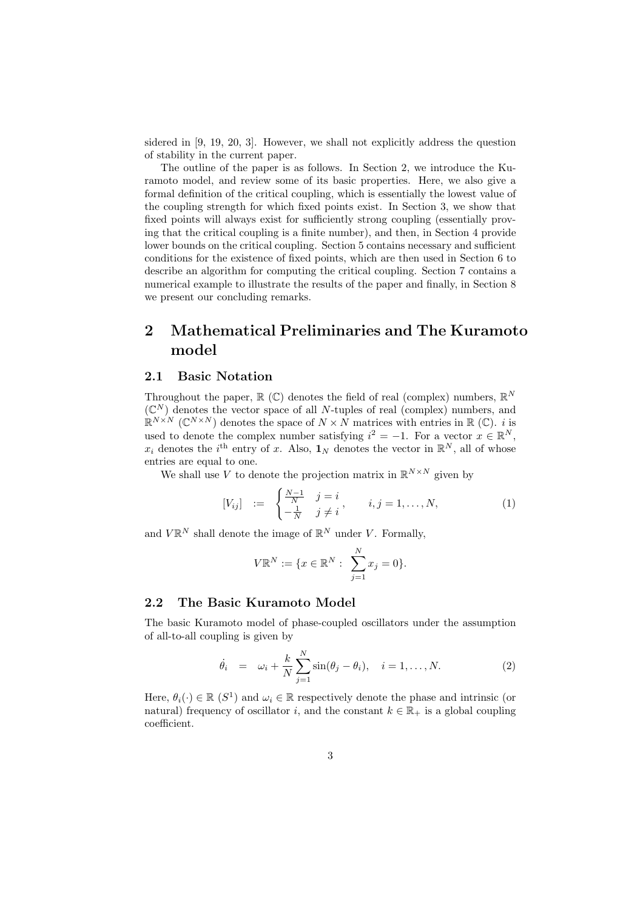sidered in [9, 19, 20, 3]. However, we shall not explicitly address the question of stability in the current paper.

The outline of the paper is as follows. In Section 2, we introduce the Kuramoto model, and review some of its basic properties. Here, we also give a formal definition of the critical coupling, which is essentially the lowest value of the coupling strength for which fixed points exist. In Section 3, we show that fixed points will always exist for sufficiently strong coupling (essentially proving that the critical coupling is a finite number), and then, in Section 4 provide lower bounds on the critical coupling. Section 5 contains necessary and sufficient conditions for the existence of fixed points, which are then used in Section 6 to describe an algorithm for computing the critical coupling. Section 7 contains a numerical example to illustrate the results of the paper and finally, in Section 8 we present our concluding remarks.

# 2 Mathematical Preliminaries and The Kuramoto model

## 2.1 Basic Notation

Throughout the paper, $\mathbb{R}$ ($\mathbb{C}$) denotes the field of real (complex) numbers, $\mathbb{R}^N$ ($\mathbb{C}^N$) denotes the vector space of all $N$-tuples of real (complex) numbers, and $\mathbb{R}^{N\times N}$ ($\mathbb{C}^{N\times N}$) denotes the space of $N \times N$ matrices with entries in $\mathbb{R}$ ($\mathbb{C}$). $i$ is used to denote the complex number satisfying $i^2 = -1$. For a vector $x \in \mathbb{R}^N$, $x_i$ denotes the $i^{\text{th}}$ entry of $x$. Also, $\mathbf{1}_N$ denotes the vector in $\mathbb{R}^N$, all of whose entries are equal to one.

We shall use $V$ to denote the projection matrix in $\mathbb{R}^{N\times N}$ given by

$$[V_{ij}] \;\; := \;\; \begin{cases} \frac{N-1}{N} & j = i \\ -\frac{1}{N} & j \neq i \end{cases}, \qquad i, j = 1, \ldots, N, \tag{1}$$

and $V\mathbb{R}^N$ shall denote the image of $\mathbb{R}^N$ under $V$. Formally,

$$V\mathbb{R}^N := \{x \in \mathbb{R}^N : \; \sum_{j=1}^{N} x_j = 0\}.$$

## 2.2 The Basic Kuramoto Model

The basic Kuramoto model of phase-coupled oscillators under the assumption of all-to-all coupling is given by

$$\dot{\theta}_i \;\; = \;\; \omega_i + \frac{k}{N}\sum_{j=1}^{N} \sin(\theta_j - \theta_i), \quad i = 1, \ldots, N. \tag{2}$$

Here, $\theta_i(\cdot) \in \mathbb{R}$ ($S^1$) and $\omega_i \in \mathbb{R}$ respectively denote the phase and intrinsic (or natural) frequency of oscillator $i$, and the constant $k \in \mathbb{R}_+$ is a global coupling coefficient.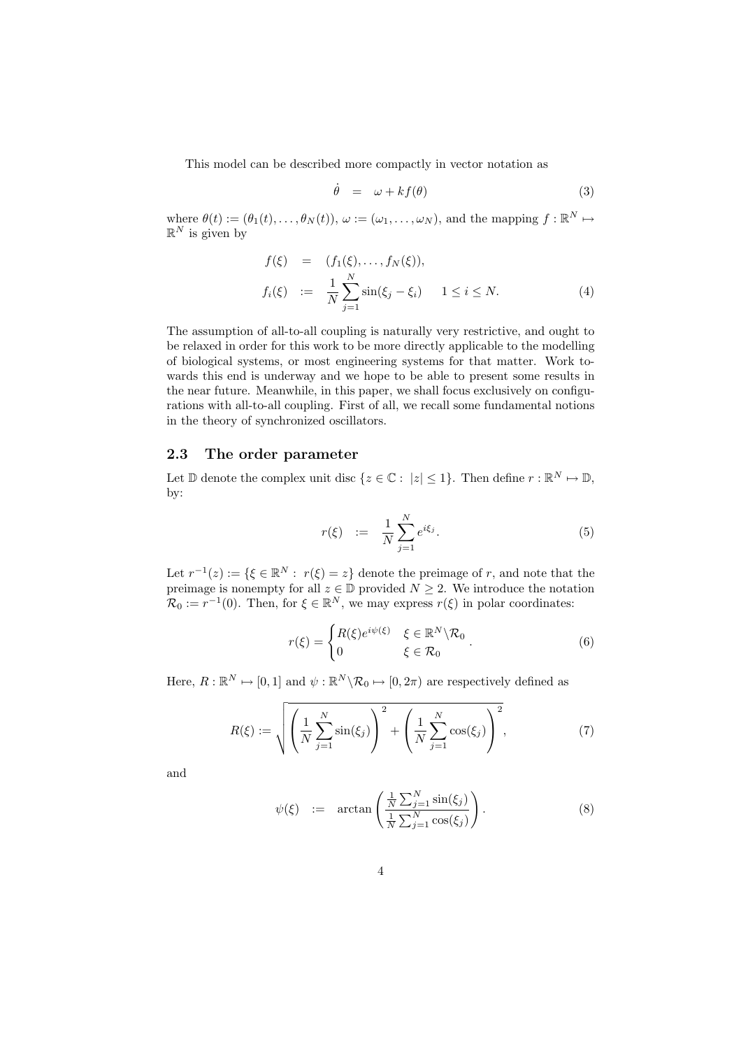This model can be described more compactly in vector notation as

$$\dot{\theta} \;=\; \omega + kf(\theta) \tag{3}$$

where $\theta(t) := (\theta_1(t), \ldots, \theta_N(t))$, $\omega := (\omega_1, \ldots, \omega_N)$, and the mapping $f : \mathbb{R}^N \mapsto \mathbb{R}^N$ is given by

$$\begin{aligned} f(\xi) &= (f_1(\xi), \ldots, f_N(\xi)), \\ f_i(\xi) &:= \frac{1}{N}\sum_{j=1}^{N} \sin(\xi_j - \xi_i) \qquad 1 \leq i \leq N. \end{aligned} \tag{4}$$

The assumption of all-to-all coupling is naturally very restrictive, and ought to be relaxed in order for this work to be more directly applicable to the modelling of biological systems, or most engineering systems for that matter. Work towards this end is underway and we hope to be able to present some results in the near future. Meanwhile, in this paper, we shall focus exclusively on configurations with all-to-all coupling. First of all, we recall some fundamental notions in the theory of synchronized oscillators.

### 2.3 The order parameter

Let $\mathbb{D}$ denote the complex unit disc $\{z \in \mathbb{C} : \; |z| \leq 1\}$. Then define $r : \mathbb{R}^N \mapsto \mathbb{D}$, by:

$$r(\xi) \;:=\; \frac{1}{N}\sum_{j=1}^{N} e^{i\xi_j}. \tag{5}$$

Let $r^{-1}(z) := \{\xi \in \mathbb{R}^N : \; r(\xi) = z\}$ denote the preimage of $r$, and note that the preimage is nonempty for all $z \in \mathbb{D}$ provided $N \geq 2$. We introduce the notation $\mathcal{R}_0 := r^{-1}(0)$. Then, for $\xi \in \mathbb{R}^N$, we may express $r(\xi)$ in polar coordinates:

$$r(\xi) = \begin{cases} R(\xi)e^{i\psi(\xi)} & \xi \in \mathbb{R}^N \backslash \mathcal{R}_0 \\ 0 & \xi \in \mathcal{R}_0 \end{cases}. \tag{6}$$

Here, $R : \mathbb{R}^N \mapsto [0, 1]$ and $\psi : \mathbb{R}^N \backslash \mathcal{R}_0 \mapsto [0, 2\pi)$ are respectively defined as

$$R(\xi) := \sqrt{\left(\frac{1}{N}\sum_{j=1}^{N} \sin(\xi_j)\right)^2 + \left(\frac{1}{N}\sum_{j=1}^{N} \cos(\xi_j)\right)^2}, \tag{7}$$

and

$$\psi(\xi) \;:=\; \arctan\left(\frac{\frac{1}{N}\sum_{j=1}^{N} \sin(\xi_j)}{\frac{1}{N}\sum_{j=1}^{N} \cos(\xi_j)}\right). \tag{8}$$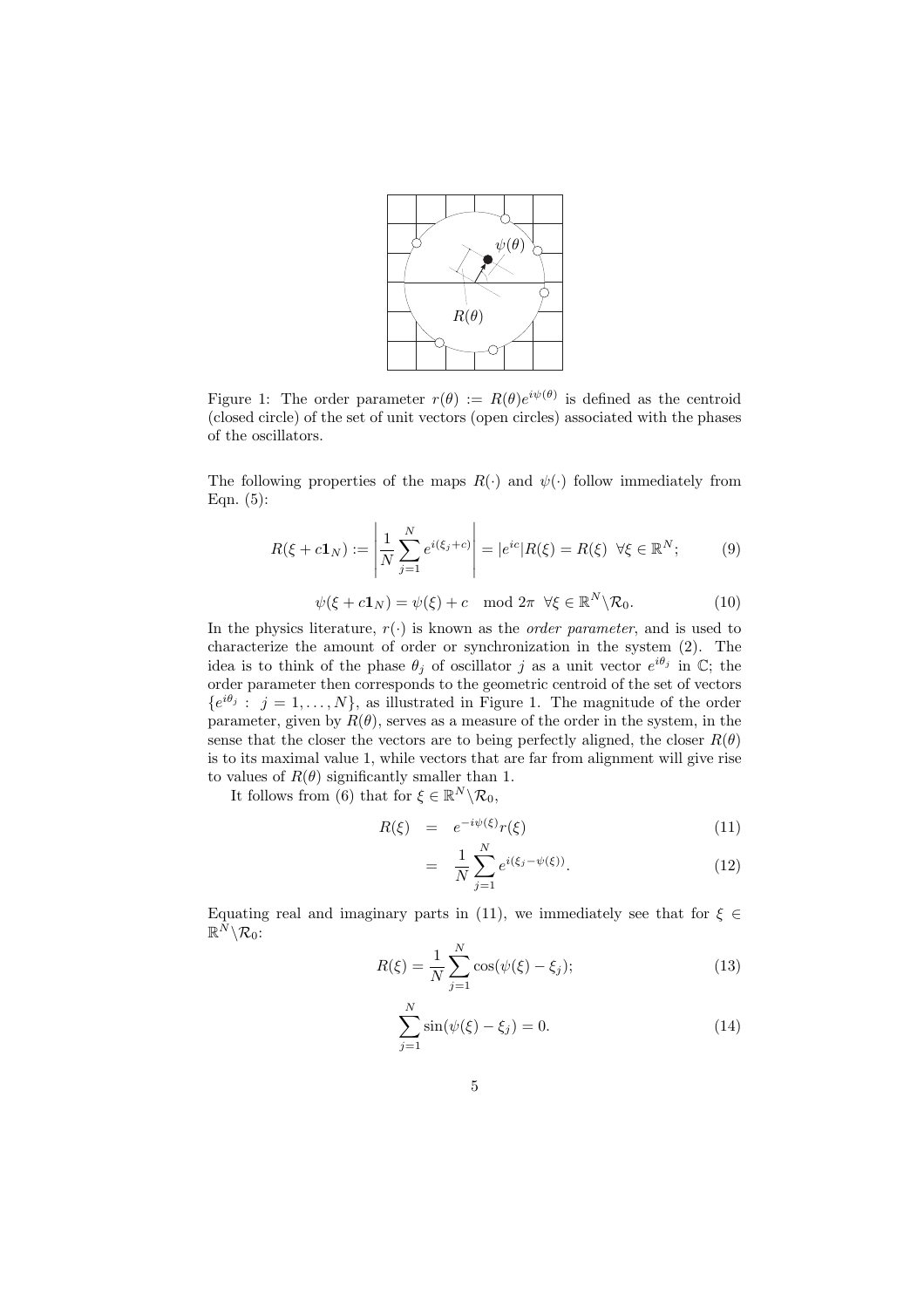Figure 1: The order parameter $r(\theta) := R(\theta)e^{i\psi(\theta)}$ is defined as the centroid (closed circle) of the set of unit vectors (open circles) associated with the phases of the oscillators.

The following properties of the maps $R(\cdot)$ and $\psi(\cdot)$ follow immediately from Eqn. (5):

$$R(\xi + c\mathbf{1}_N) := \left| \frac{1}{N} \sum_{j=1}^{N} e^{i(\xi_j + c)} \right| = |e^{ic}| R(\xi) = R(\xi) \ \ \forall \xi \in \mathbb{R}^N; \tag{9}$$

$$\psi(\xi + c\mathbf{1}_N) = \psi(\xi) + c \mod 2\pi \ \ \forall \xi \in \mathbb{R}^N \backslash \mathcal{R}_0. \tag{10}$$

In the physics literature, $r(\cdot)$ is known as the *order parameter*, and is used to characterize the amount of order or synchronization in the system (2). The idea is to think of the phase $\theta_j$ of oscillator $j$ as a unit vector $e^{i\theta_j}$ in $\mathbb{C}$; the order parameter then corresponds to the geometric centroid of the set of vectors $\{e^{i\theta_j} : \ j = 1, \ldots, N\}$, as illustrated in Figure 1. The magnitude of the order parameter, given by $R(\theta)$, serves as a measure of the order in the system, in the sense that the closer the vectors are to being perfectly aligned, the closer $R(\theta)$ is to its maximal value 1, while vectors that are far from alignment will give rise to values of $R(\theta)$ significantly smaller than 1.

It follows from (6) that for $\xi \in \mathbb{R}^N \backslash \mathcal{R}_0$,

$$R(\xi) = e^{-i\psi(\xi)} r(\xi) \tag{11}$$

$$= \frac{1}{N} \sum_{j=1}^{N} e^{i(\xi_j - \psi(\xi))}. \tag{12}$$

Equating real and imaginary parts in (11), we immediately see that for $\xi \in \mathbb{R}^N \backslash \mathcal{R}_0$:

$$R(\xi) = \frac{1}{N} \sum_{j=1}^{N} \cos(\psi(\xi) - \xi_j); \tag{13}$$

$$\sum_{j=1}^{N} \sin(\psi(\xi) - \xi_j) = 0. \tag{14}$$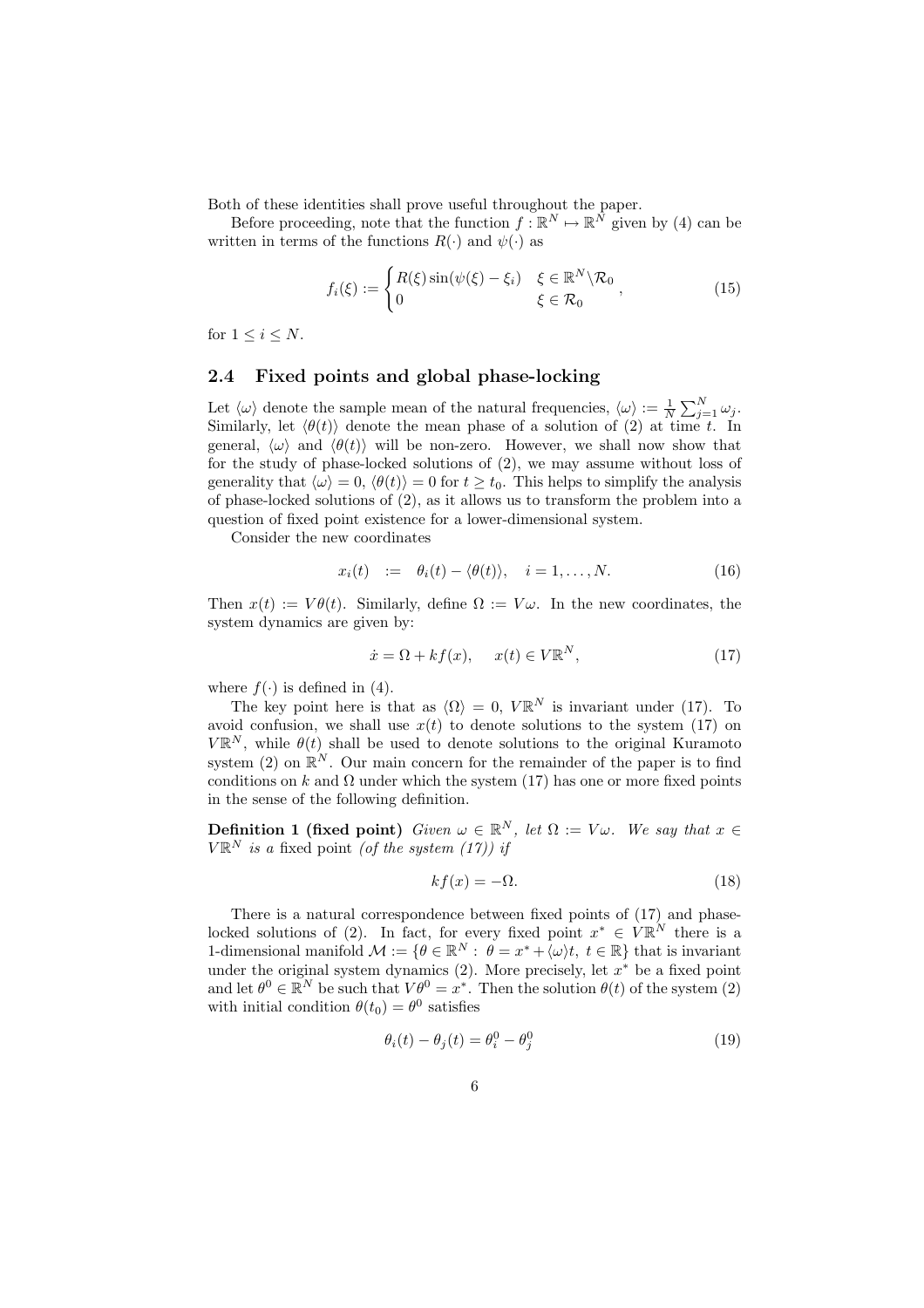Both of these identities shall prove useful throughout the paper.

Before proceeding, note that the function $f : \mathbb{R}^N \mapsto \mathbb{R}^N$ given by (4) can be written in terms of the functions $R(\cdot)$ and $\psi(\cdot)$ as

$$f_i(\xi) := \begin{cases} R(\xi)\sin(\psi(\xi) - \xi_i) & \xi \in \mathbb{R}^N \backslash \mathcal{R}_0 \\ 0 & \xi \in \mathcal{R}_0 \end{cases}, \tag{15}$$

for $1 \leq i \leq N$.

## 2.4 Fixed points and global phase-locking

Let $\langle \omega \rangle$ denote the sample mean of the natural frequencies, $\langle \omega \rangle := \frac{1}{N}\sum_{j=1}^{N} \omega_j$. Similarly, let $\langle \theta(t) \rangle$ denote the mean phase of a solution of (2) at time $t$. In general, $\langle \omega \rangle$ and $\langle \theta(t) \rangle$ will be non-zero. However, we shall now show that for the study of phase-locked solutions of (2), we may assume without loss of generality that $\langle \omega \rangle = 0$, $\langle \theta(t) \rangle = 0$ for $t \geq t_0$. This helps to simplify the analysis of phase-locked solutions of (2), as it allows us to transform the problem into a question of fixed point existence for a lower-dimensional system.

Consider the new coordinates

$$x_i(t) \;\; := \;\; \theta_i(t) - \langle \theta(t) \rangle, \quad i = 1, \ldots, N. \tag{16}$$

Then $x(t) := V\theta(t)$. Similarly, define $\Omega := V\omega$. In the new coordinates, the system dynamics are given by:

$$\dot{x} = \Omega + kf(x), \quad x(t) \in V\mathbb{R}^N, \tag{17}$$

where $f(\cdot)$ is defined in (4).

The key point here is that as $\langle \Omega \rangle = 0$, $V\mathbb{R}^N$ is invariant under (17). To avoid confusion, we shall use $x(t)$ to denote solutions to the system (17) on $V\mathbb{R}^N$, while $\theta(t)$ shall be used to denote solutions to the original Kuramoto system (2) on $\mathbb{R}^N$. Our main concern for the remainder of the paper is to find conditions on $k$ and $\Omega$ under which the system (17) has one or more fixed points in the sense of the following definition.

**Definition 1 (fixed point)** *Given $\omega \in \mathbb{R}^N$, let $\Omega := V\omega$. We say that $x \in V\mathbb{R}^N$ is a* fixed point *(of the system (17)) if*

$$kf(x) = -\Omega. \tag{18}$$

There is a natural correspondence between fixed points of (17) and phase-locked solutions of (2). In fact, for every fixed point $x^* \in V\mathbb{R}^N$ there is a 1-dimensional manifold $\mathcal{M} := \{\theta \in \mathbb{R}^N : \; \theta = x^* + \langle \omega \rangle t, \; t \in \mathbb{R}\}$ that is invariant under the original system dynamics (2). More precisely, let $x^*$ be a fixed point and let $\theta^0 \in \mathbb{R}^N$ be such that $V\theta^0 = x^*$. Then the solution $\theta(t)$ of the system (2) with initial condition $\theta(t_0) = \theta^0$ satisfies

$$\theta_i(t) - \theta_j(t) = \theta_i^0 - \theta_j^0 \tag{19}$$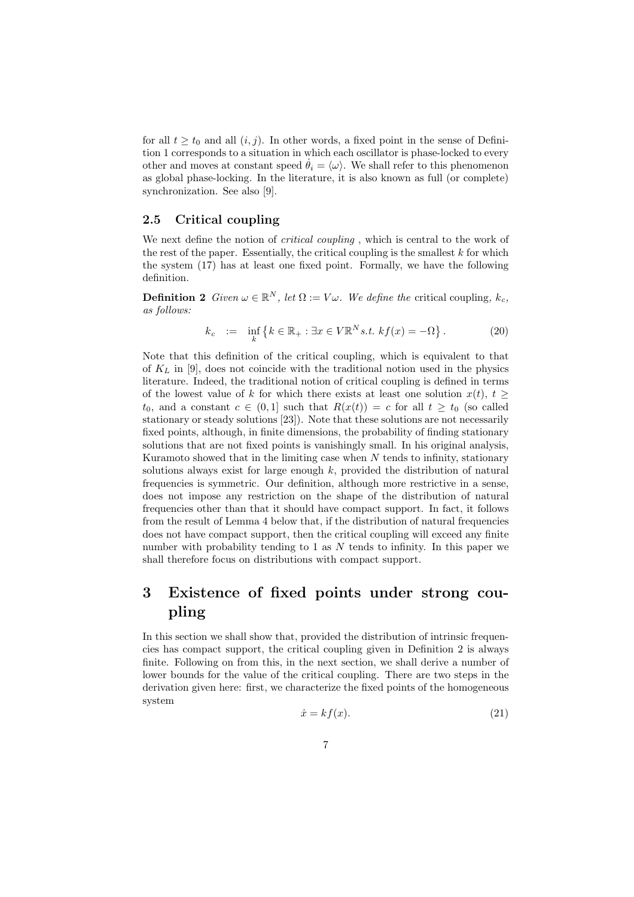for all $t \geq t_0$ and all $(i,j)$. In other words, a fixed point in the sense of Definition 1 corresponds to a situation in which each oscillator is phase-locked to every other and moves at constant speed $\dot{\theta}_i = \langle \omega \rangle$. We shall refer to this phenomenon as global phase-locking. In the literature, it is also known as full (or complete) synchronization. See also [9].

### 2.5 Critical coupling

We next define the notion of *critical coupling* , which is central to the work of the rest of the paper. Essentially, the critical coupling is the smallest $k$ for which the system (17) has at least one fixed point. Formally, we have the following definition.

**Definition 2** *Given $\omega \in \mathbb{R}^N$, let $\Omega := V\omega$. We define the* critical coupling, *$k_c$, as follows:*

$$k_c \quad := \quad \inf_k \left\{ k \in \mathbb{R}_+ : \exists x \in V\mathbb{R}^N s.t. \; kf(x) = -\Omega \right\}. \tag{20}$$

Note that this definition of the critical coupling, which is equivalent to that of $K_L$ in [9], does not coincide with the traditional notion used in the physics literature. Indeed, the traditional notion of critical coupling is defined in terms of the lowest value of $k$ for which there exists at least one solution $x(t)$, $t \geq t_0$, and a constant $c \in (0,1]$ such that $R(x(t)) = c$ for all $t \geq t_0$ (so called stationary or steady solutions [23]). Note that these solutions are not necessarily fixed points, although, in finite dimensions, the probability of finding stationary solutions that are not fixed points is vanishingly small. In his original analysis, Kuramoto showed that in the limiting case when $N$ tends to infinity, stationary solutions always exist for large enough $k$, provided the distribution of natural frequencies is symmetric. Our definition, although more restrictive in a sense, does not impose any restriction on the shape of the distribution of natural frequencies other than that it should have compact support. In fact, it follows from the result of Lemma 4 below that, if the distribution of natural frequencies does not have compact support, then the critical coupling will exceed any finite number with probability tending to 1 as $N$ tends to infinity. In this paper we shall therefore focus on distributions with compact support.

# 3 Existence of fixed points under strong coupling

In this section we shall show that, provided the distribution of intrinsic frequencies has compact support, the critical coupling given in Definition 2 is always finite. Following on from this, in the next section, we shall derive a number of lower bounds for the value of the critical coupling. There are two steps in the derivation given here: first, we characterize the fixed points of the homogeneous system

$$\dot{x} = kf(x). \tag{21}$$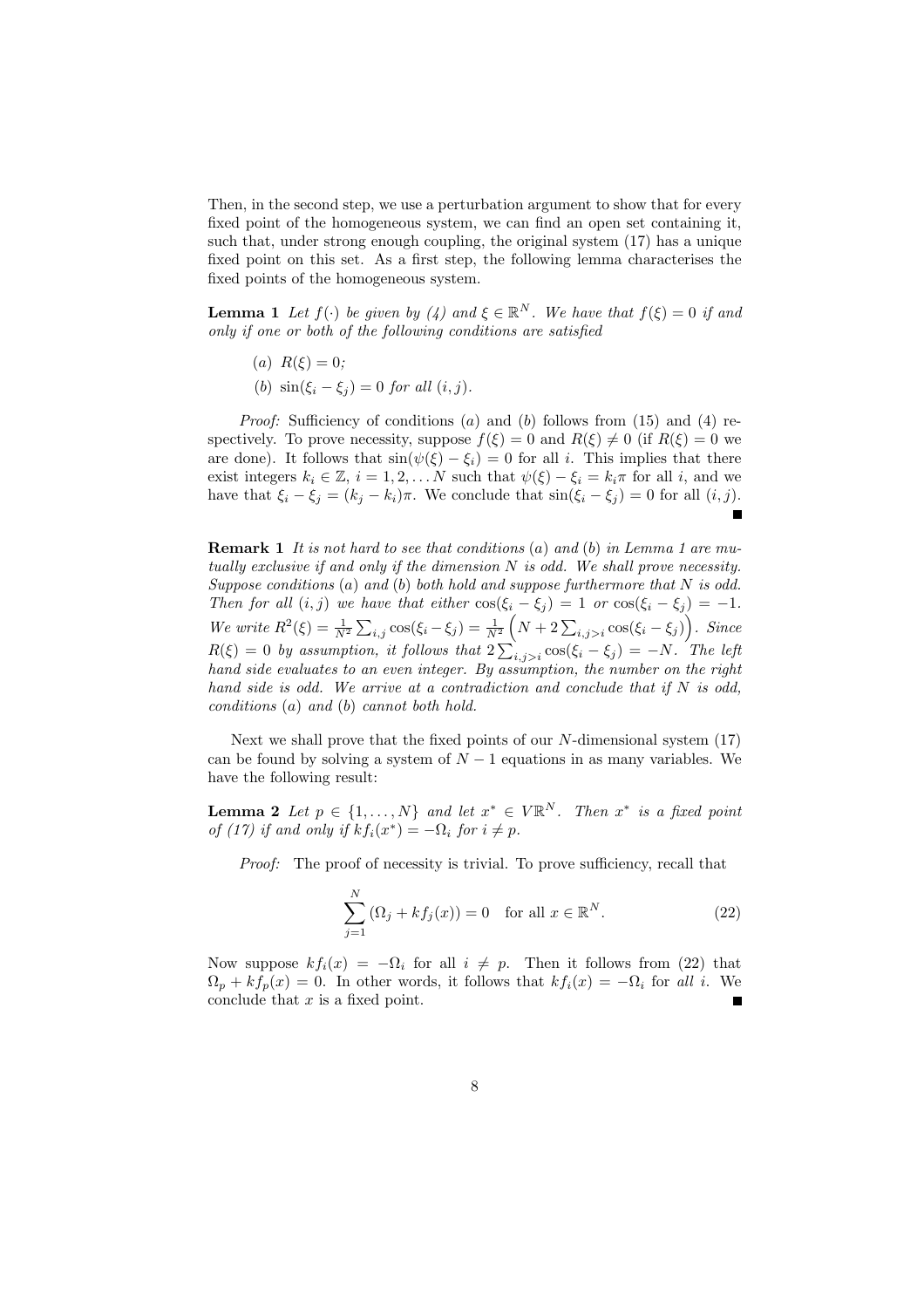Then, in the second step, we use a perturbation argument to show that for every fixed point of the homogeneous system, we can find an open set containing it, such that, under strong enough coupling, the original system (17) has a unique fixed point on this set. As a first step, the following lemma characterises the fixed points of the homogeneous system.

**Lemma 1** *Let $f(\cdot)$ be given by (4) and $\xi \in \mathbb{R}^N$. We have that $f(\xi) = 0$ if and only if one or both of the following conditions are satisfied*

- (*a*) $R(\xi) = 0$;
- (*b*) $\sin(\xi_i - \xi_j) = 0$ *for all* $(i, j)$.

*Proof:* Sufficiency of conditions (*a*) and (*b*) follows from (15) and (4) respectively. To prove necessity, suppose $f(\xi) = 0$ and $R(\xi) \neq 0$ (if $R(\xi) = 0$ we are done). It follows that $\sin(\psi(\xi) - \xi_i) = 0$ for all $i$. This implies that there exist integers $k_i \in \mathbb{Z}$, $i = 1, 2, \ldots N$ such that $\psi(\xi) - \xi_i = k_i\pi$ for all $i$, and we have that $\xi_i - \xi_j = (k_j - k_i)\pi$. We conclude that $\sin(\xi_i - \xi_j) = 0$ for all $(i, j)$. ■

**Remark 1** *It is not hard to see that conditions* (*a*) *and* (*b*) *in Lemma 1 are mutually exclusive if and only if the dimension $N$ is odd. We shall prove necessity. Suppose conditions* (*a*) *and* (*b*) *both hold and suppose furthermore that $N$ is odd. Then for all $(i, j)$ we have that either $\cos(\xi_i - \xi_j) = 1$ or $\cos(\xi_i - \xi_j) = -1$. We write $R^2(\xi) = \frac{1}{N^2}\sum_{i,j}\cos(\xi_i - \xi_j) = \frac{1}{N^2}\left(N + 2\sum_{i,j>i}\cos(\xi_i - \xi_j)\right)$. Since $R(\xi) = 0$ by assumption, it follows that $2\sum_{i,j>i}\cos(\xi_i - \xi_j) = -N$. The left hand side evaluates to an even integer. By assumption, the number on the right hand side is odd. We arrive at a contradiction and conclude that if $N$ is odd, conditions* (*a*) *and* (*b*) *cannot both hold.*

Next we shall prove that the fixed points of our $N$-dimensional system (17) can be found by solving a system of $N - 1$ equations in as many variables. We have the following result:

**Lemma 2** *Let $p \in \{1, \ldots, N\}$ and let $x^* \in V\mathbb{R}^N$. Then $x^*$ is a fixed point of (17) if and only if $kf_i(x^*) = -\Omega_i$ for $i \neq p$.*

*Proof:* The proof of necessity is trivial. To prove sufficiency, recall that

$$\sum_{j=1}^{N}(\Omega_j + kf_j(x)) = 0 \quad \text{for all } x \in \mathbb{R}^N. \tag{22}$$

Now suppose $kf_i(x) = -\Omega_i$ for all $i \neq p$. Then it follows from (22) that $\Omega_p + kf_p(x) = 0$. In other words, it follows that $kf_i(x) = -\Omega_i$ for *all* $i$. We conclude that $x$ is a fixed point. ■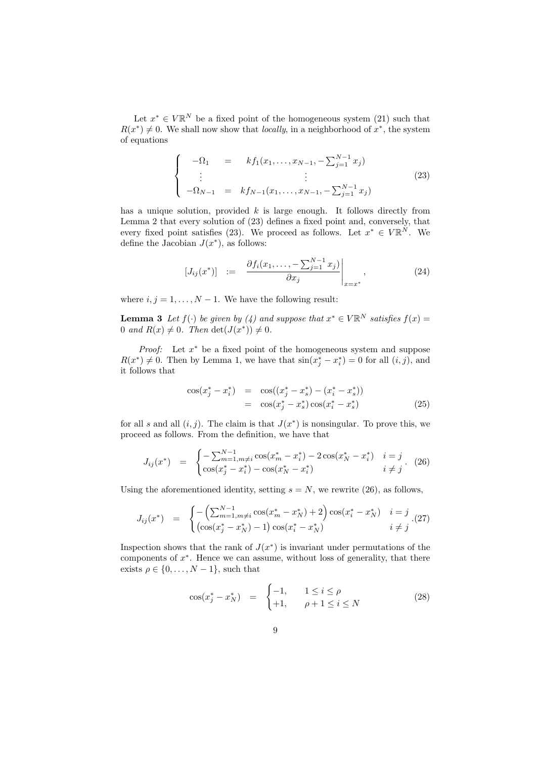Let $x^* \in V\mathbb{R}^N$ be a fixed point of the homogeneous system (21) such that $R(x^*) \neq 0$. We shall now show that *locally*, in a neighborhood of $x^*$, the system of equations

$$\left\{ \begin{array}{rcl} -\Omega_1 & = & kf_1(x_1, \ldots, x_{N-1}, -\sum_{j=1}^{N-1} x_j) \\ \vdots & & \vdots \\ -\Omega_{N-1} & = & kf_{N-1}(x_1, \ldots, x_{N-1}, -\sum_{j=1}^{N-1} x_j) \end{array} \right. \tag{23}$$

has a unique solution, provided $k$ is large enough. It follows directly from Lemma 2 that every solution of (23) defines a fixed point and, conversely, that every fixed point satisfies (23). We proceed as follows. Let $x^* \in V\mathbb{R}^N$. We define the Jacobian $J(x^*)$, as follows:

$$[J_{ij}(x^*)] \;\; := \;\; \left. \frac{\partial f_i(x_1, \ldots, -\sum_{j=1}^{N-1} x_j)}{\partial x_j} \right|_{x=x^*}, \tag{24}$$

where $i, j = 1, \ldots, N-1$. We have the following result:

**Lemma 3** *Let $f(\cdot)$ be given by (4) and suppose that $x^* \in V\mathbb{R}^N$ satisfies $f(x) = 0$ and $R(x) \neq 0$. Then $\det(J(x^*)) \neq 0$.*

*Proof:* Let $x^*$ be a fixed point of the homogeneous system and suppose $R(x^*) \neq 0$. Then by Lemma 1, we have that $\sin(x_j^* - x_i^*) = 0$ for all $(i, j)$, and it follows that

$$\begin{aligned} \cos(x_j^* - x_i^*) &= \cos((x_j^* - x_s^*) - (x_i^* - x_s^*)) \\ &= \cos(x_j^* - x_s^*) \cos(x_i^* - x_s^*) \end{aligned} \tag{25}$$

for all $s$ and all $(i, j)$. The claim is that $J(x^*)$ is nonsingular. To prove this, we proceed as follows. From the definition, we have that

$$J_{ij}(x^*) \;\; = \;\; \begin{cases} -\sum_{m=1, m\neq i}^{N-1} \cos(x_m^* - x_i^*) - 2\cos(x_N^* - x_i^*) & i = j \\ \cos(x_j^* - x_i^*) - \cos(x_N^* - x_i^*) & i \neq j \end{cases}. \tag{26}$$

Using the aforementioned identity, setting $s = N$, we rewrite (26), as follows,

$$J_{ij}(x^*) \;\; = \;\; \begin{cases} -\left(\sum_{m=1, m\neq i}^{N-1} \cos(x_m^* - x_N^*) + 2\right) \cos(x_i^* - x_N^*) & i = j \\ \left(\cos(x_j^* - x_N^*) - 1\right) \cos(x_i^* - x_N^*) & i \neq j \end{cases}. \tag{27}$$

Inspection shows that the rank of $J(x^*)$ is invariant under permutations of the components of $x^*$. Hence we can assume, without loss of generality, that there exists $\rho \in \{0, \ldots, N-1\}$, such that

$$\cos(x_j^* - x_N^*) \;\; = \;\; \begin{cases} -1, & 1 \leq i \leq \rho \\ +1, & \rho + 1 \leq i \leq N \end{cases} \tag{28}$$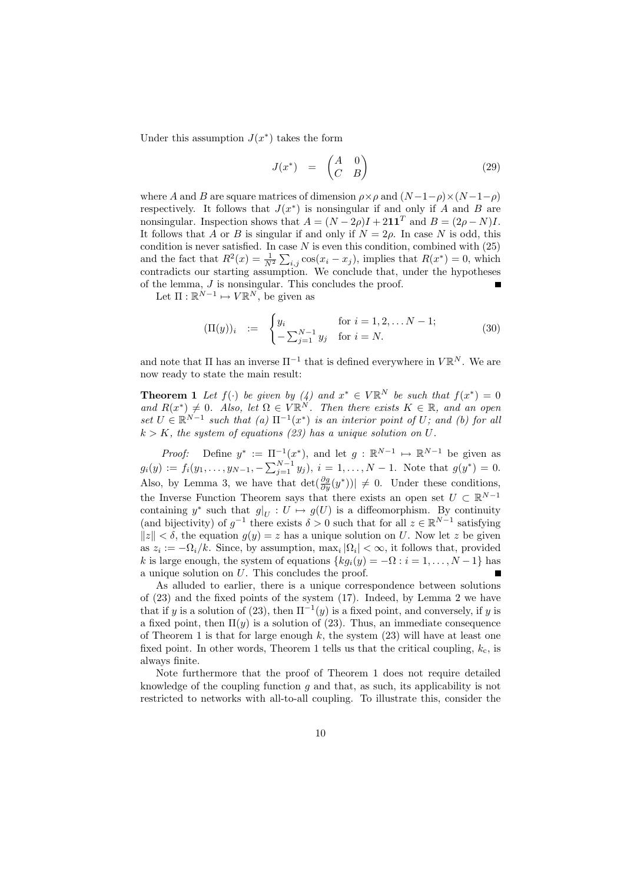Under this assumption $J(x^*)$ takes the form

$$J(x^*) \;\; = \;\; \begin{pmatrix} A & 0 \\ C & B \end{pmatrix} \tag{29}$$

where $A$ and $B$ are square matrices of dimension $\rho \times \rho$ and $(N-1-\rho)\times(N-1-\rho)$ respectively. It follows that $J(x^*)$ is nonsingular if and only if $A$ and $B$ are nonsingular. Inspection shows that $A = (N-2\rho)I + 2\mathbf{1}\mathbf{1}^T$ and $B = (2\rho - N)I$. It follows that $A$ or $B$ is singular if and only if $N = 2\rho$. In case $N$ is odd, this condition is never satisfied. In case $N$ is even this condition, combined with (25) and the fact that $R^2(x) = \frac{1}{N^2}\sum_{i,j}\cos(x_i - x_j)$, implies that $R(x^*) = 0$, which contradicts our starting assumption. We conclude that, under the hypotheses of the lemma, $J$ is nonsingular. This concludes the proof. ∎

Let $\Pi : \mathbb{R}^{N-1} \mapsto V\mathbb{R}^N$, be given as

$$(\Pi(y))_i \;\; := \;\; \begin{cases} y_i & \text{for } i = 1, 2, \ldots N-1; \\ -\sum_{j=1}^{N-1} y_j & \text{for } i = N. \end{cases} \tag{30}$$

and note that $\Pi$ has an inverse $\Pi^{-1}$ that is defined everywhere in $V\mathbb{R}^N$. We are now ready to state the main result:

**Theorem 1** *Let $f(\cdot)$ be given by (4) and $x^* \in V\mathbb{R}^N$ be such that $f(x^*) = 0$ and $R(x^*) \neq 0$. Also, let $\Omega \in V\mathbb{R}^N$. Then there exists $K \in \mathbb{R}$, and an open set $U \in \mathbb{R}^{N-1}$ such that (a) $\Pi^{-1}(x^*)$ is an interior point of $U$; and (b) for all $k > K$, the system of equations (23) has a unique solution on $U$.*

*Proof:* Define $y^* := \Pi^{-1}(x^*)$, and let $g : \mathbb{R}^{N-1} \mapsto \mathbb{R}^{N-1}$ be given as $g_i(y) := f_i(y_1, \ldots, y_{N-1}, -\sum_{j=1}^{N-1} y_j)$, $i = 1, \ldots, N-1$. Note that $g(y^*) = 0$. Also, by Lemma 3, we have that $\det(\frac{\partial g}{\partial y}(y^*))| \neq 0$. Under these conditions, the Inverse Function Theorem says that there exists an open set $U \subset \mathbb{R}^{N-1}$ containing $y^*$ such that $g|_U : U \mapsto g(U)$ is a diffeomorphism. By continuity (and bijectivity) of $g^{-1}$ there exists $\delta > 0$ such that for all $z \in \mathbb{R}^{N-1}$ satisfying $\|z\| < \delta$, the equation $g(y) = z$ has a unique solution on $U$. Now let $z$ be given as $z_i := -\Omega_i/k$. Since, by assumption, $\max_i |\Omega_i| < \infty$, it follows that, provided $k$ is large enough, the system of equations $\{kg_i(y) = -\Omega : i = 1, \ldots, N-1\}$ has a unique solution on $U$. This concludes the proof. ∎

As alluded to earlier, there is a unique correspondence between solutions of (23) and the fixed points of the system (17). Indeed, by Lemma 2 we have that if $y$ is a solution of (23), then $\Pi^{-1}(y)$ is a fixed point, and conversely, if $y$ is a fixed point, then $\Pi(y)$ is a solution of (23). Thus, an immediate consequence of Theorem 1 is that for large enough $k$, the system (23) will have at least one fixed point. In other words, Theorem 1 tells us that the critical coupling, $k_c$, is always finite.

Note furthermore that the proof of Theorem 1 does not require detailed knowledge of the coupling function $g$ and that, as such, its applicability is not restricted to networks with all-to-all coupling. To illustrate this, consider the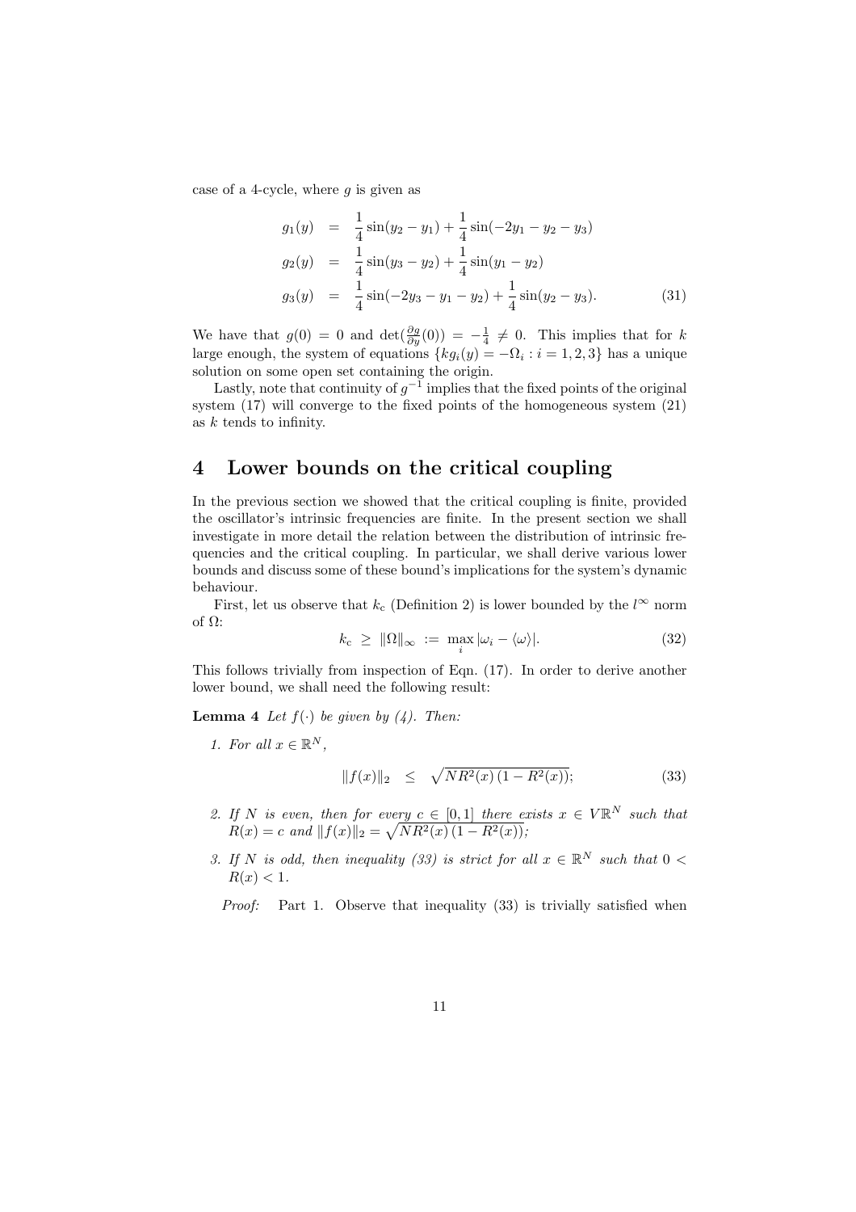case of a 4-cycle, where $g$ is given as

$$
\begin{aligned}
g_1(y) &= \frac{1}{4}\sin(y_2 - y_1) + \frac{1}{4}\sin(-2y_1 - y_2 - y_3) \\
g_2(y) &= \frac{1}{4}\sin(y_3 - y_2) + \frac{1}{4}\sin(y_1 - y_2) \\
g_3(y) &= \frac{1}{4}\sin(-2y_3 - y_1 - y_2) + \frac{1}{4}\sin(y_2 - y_3). \qquad (31)
\end{aligned}
$$

We have that $g(0) = 0$ and $\det(\frac{\partial g}{\partial y}(0)) = -\frac{1}{4} \neq 0$. This implies that for $k$ large enough, the system of equations $\{kg_i(y) = -\Omega_i : i = 1, 2, 3\}$ has a unique solution on some open set containing the origin.

Lastly, note that continuity of $g^{-1}$ implies that the fixed points of the original system (17) will converge to the fixed points of the homogeneous system (21) as $k$ tends to infinity.

# 4 Lower bounds on the critical coupling

In the previous section we showed that the critical coupling is finite, provided the oscillator's intrinsic frequencies are finite. In the present section we shall investigate in more detail the relation between the distribution of intrinsic frequencies and the critical coupling. In particular, we shall derive various lower bounds and discuss some of these bound's implications for the system's dynamic behaviour.

First, let us observe that $k_c$ (Definition 2) is lower bounded by the $l^\infty$ norm of $\Omega$:

$$
k_c \ \geq \ \|\Omega\|_\infty \ := \ \max_i |\omega_i - \langle\omega\rangle|. \qquad (32)
$$

This follows trivially from inspection of Eqn. (17). In order to derive another lower bound, we shall need the following result:

**Lemma 4** *Let $f(\cdot)$ be given by (4). Then:*

1. *For all $x \in \mathbb{R}^N$,*

$$
\|f(x)\|_2 \ \leq \ \sqrt{NR^2(x)\,(1 - R^2(x))}; \qquad (33)
$$

2. *If $N$ is even, then for every $c \in [0, 1]$ there exists $x \in V\mathbb{R}^N$ such that $R(x) = c$ and $\|f(x)\|_2 = \sqrt{NR^2(x)\,(1 - R^2(x))}$;*

3. *If $N$ is odd, then inequality (33) is strict for all $x \in \mathbb{R}^N$ such that $0 < R(x) < 1$.*

*Proof:* Part 1. Observe that inequality (33) is trivially satisfied when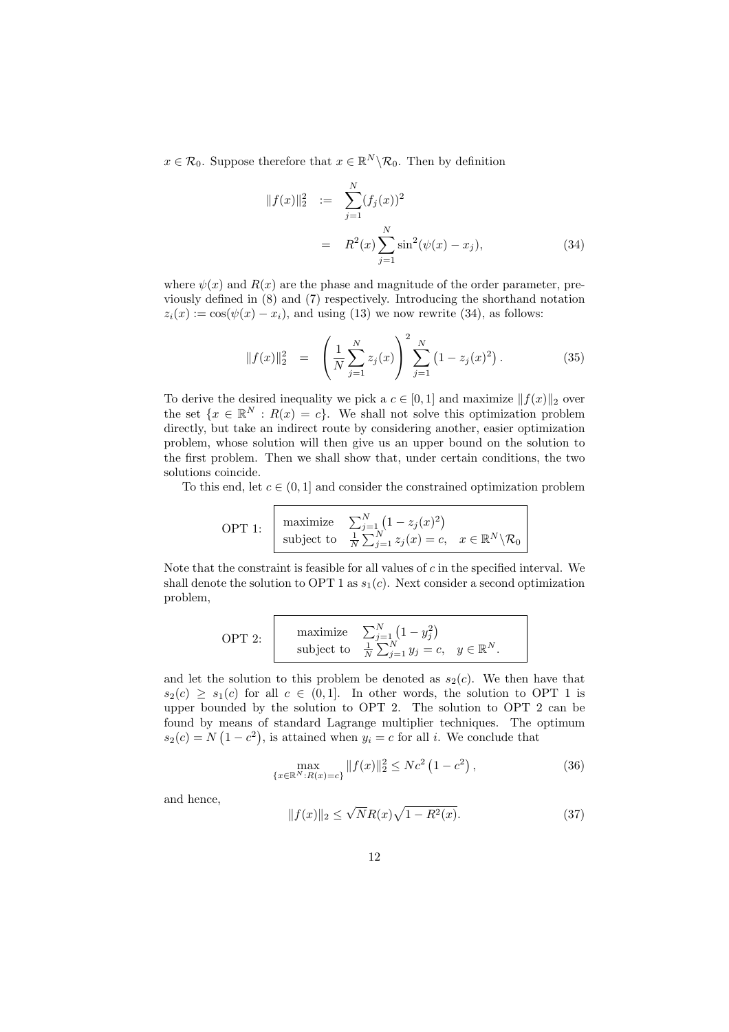$x \in \mathcal{R}_0$. Suppose therefore that $x \in \mathbb{R}^N \backslash \mathcal{R}_0$. Then by definition

$$
\begin{aligned}
\|f(x)\|_2^2 &:= \sum_{j=1}^{N} (f_j(x))^2 \\
&= R^2(x) \sum_{j=1}^{N} \sin^2(\psi(x) - x_j),
\end{aligned} \tag{34}
$$

where $\psi(x)$ and $R(x)$ are the phase and magnitude of the order parameter, previously defined in (8) and (7) respectively. Introducing the shorthand notation $z_i(x) := \cos(\psi(x) - x_i)$, and using (13) we now rewrite (34), as follows:

$$
\|f(x)\|_2^2 = \left( \frac{1}{N} \sum_{j=1}^{N} z_j(x) \right)^2 \sum_{j=1}^{N} \left(1 - z_j(x)^2\right). \tag{35}
$$

To derive the desired inequality we pick a $c \in [0, 1]$ and maximize $\|f(x)\|_2$ over the set $\{x \in \mathbb{R}^N : R(x) = c\}$. We shall not solve this optimization problem directly, but take an indirect route by considering another, easier optimization problem, whose solution will then give us an upper bound on the solution to the first problem. Then we shall show that, under certain conditions, the two solutions coincide.

To this end, let $c \in (0, 1]$ and consider the constrained optimization problem

$$
\text{OPT 1:} \quad \boxed{\begin{array}{ll} \text{maximize} & \sum_{j=1}^{N} \left(1 - z_j(x)^2\right) \\ \text{subject to} & \frac{1}{N} \sum_{j=1}^{N} z_j(x) = c, \quad x \in \mathbb{R}^N \backslash \mathcal{R}_0 \end{array}}
$$

Note that the constraint is feasible for all values of $c$ in the specified interval. We shall denote the solution to OPT 1 as $s_1(c)$. Next consider a second optimization problem,

$$
\text{OPT 2:} \quad \boxed{\begin{array}{ll} \text{maximize} & \sum_{j=1}^{N} \left(1 - y_j^2\right) \\ \text{subject to} & \frac{1}{N} \sum_{j=1}^{N} y_j = c, \quad y \in \mathbb{R}^N. \end{array}}
$$

and let the solution to this problem be denoted as $s_2(c)$. We then have that $s_2(c) \geq s_1(c)$ for all $c \in (0, 1]$. In other words, the solution to OPT 1 is upper bounded by the solution to OPT 2. The solution to OPT 2 can be found by means of standard Lagrange multiplier techniques. The optimum $s_2(c) = N\left(1 - c^2\right)$, is attained when $y_i = c$ for all $i$. We conclude that

$$
\max_{\{x \in \mathbb{R}^N : R(x) = c\}} \|f(x)\|_2^2 \leq N c^2 \left(1 - c^2\right), \tag{36}
$$

and hence,

$$
\|f(x)\|_2 \leq \sqrt{N} R(x) \sqrt{1 - R^2(x)}. \tag{37}
$$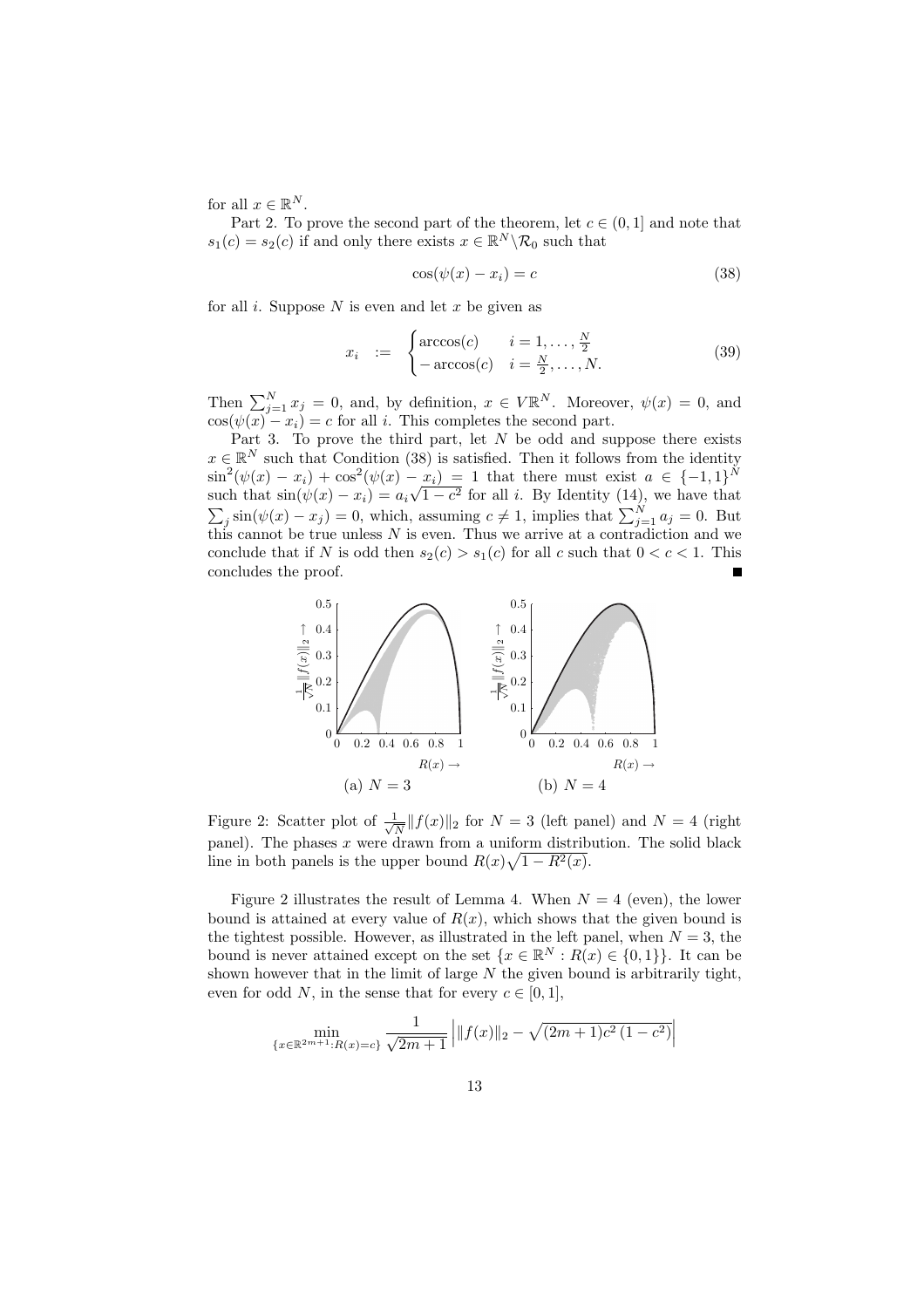for all $x \in \mathbb{R}^N$.

Part 2. To prove the second part of the theorem, let $c \in (0, 1]$ and note that $s_1(c) = s_2(c)$ if and only there exists $x \in \mathbb{R}^N \backslash \mathcal{R}_0$ such that

$$\cos(\psi(x) - x_i) = c \tag{38}$$

for all $i$. Suppose $N$ is even and let $x$ be given as

$$x_i \quad := \quad \begin{cases} \arccos(c) & i = 1, \ldots, \frac{N}{2} \\ -\arccos(c) & i = \frac{N}{2}, \ldots, N. \end{cases} \tag{39}$$

Then $\sum_{j=1}^{N} x_j = 0$, and, by definition, $x \in V\mathbb{R}^N$. Moreover, $\psi(x) = 0$, and $\cos(\psi(x) - x_i) = c$ for all $i$. This completes the second part.

Part 3. To prove the third part, let $N$ be odd and suppose there exists $x \in \mathbb{R}^N$ such that Condition (38) is satisfied. Then it follows from the identity $\sin^2(\psi(x) - x_i) + \cos^2(\psi(x) - x_i) = 1$ that there must exist $a \in \{-1, 1\}^N$ such that $\sin(\psi(x) - x_i) = a_i\sqrt{1 - c^2}$ for all $i$. By Identity (14), we have that $\sum_j \sin(\psi(x) - x_j) = 0$, which, assuming $c \neq 1$, implies that $\sum_{j=1}^{N} a_j = 0$. But this cannot be true unless $N$ is even. Thus we arrive at a contradiction and we conclude that if $N$ is odd then $s_2(c) > s_1(c)$ for all $c$ such that $0 < c < 1$. This concludes the proof. ■

(a) $N = 3$ (b) $N = 4$

Figure 2: Scatter plot of $\frac{1}{\sqrt{N}}\|f(x)\|_2$ for $N = 3$ (left panel) and $N = 4$ (right panel). The phases $x$ were drawn from a uniform distribution. The solid black line in both panels is the upper bound $R(x)\sqrt{1 - R^2(x)}$.

Figure 2 illustrates the result of Lemma 4. When $N = 4$ (even), the lower bound is attained at every value of $R(x)$, which shows that the given bound is the tightest possible. However, as illustrated in the left panel, when $N = 3$, the bound is never attained except on the set $\{x \in \mathbb{R}^N : R(x) \in \{0, 1\}\}$. It can be shown however that in the limit of large $N$ the given bound is arbitrarily tight, even for odd $N$, in the sense that for every $c \in [0, 1]$,

$$\min_{\{x \in \mathbb{R}^{2m+1} : R(x) = c\}} \frac{1}{\sqrt{2m+1}} \left| \|f(x)\|_2 - \sqrt{(2m+1)c^2\,(1 - c^2)} \right|$$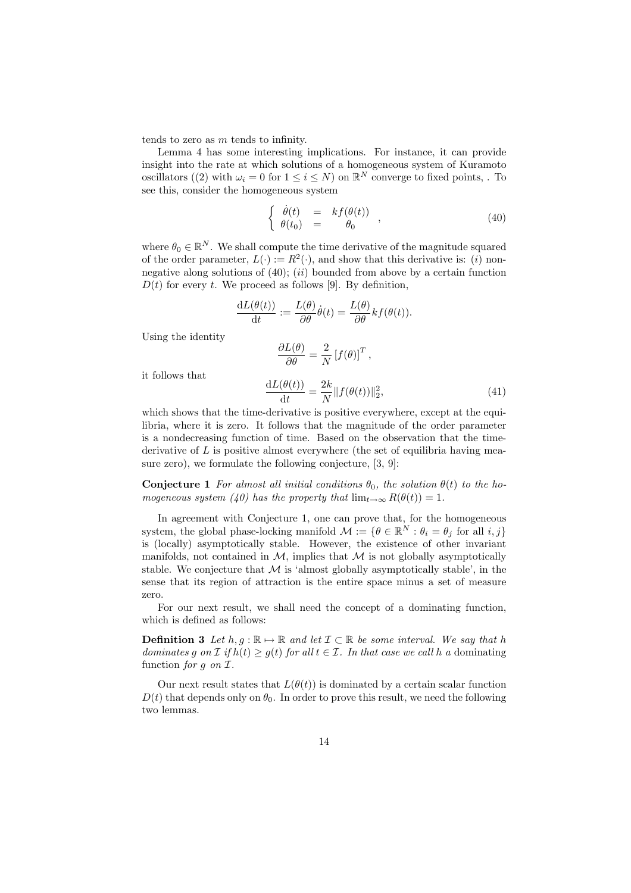tends to zero as $m$ tends to infinity.

Lemma 4 has some interesting implications. For instance, it can provide insight into the rate at which solutions of a homogeneous system of Kuramoto oscillators ((2) with $\omega_i = 0$ for $1 \leq i \leq N$) on $\mathbb{R}^N$ converge to fixed points, . To see this, consider the homogeneous system

$$\left\{ \begin{array}{rcl} \dot{\theta}(t) & = & kf(\theta(t)) \\ \theta(t_0) & = & \theta_0 \end{array} \right. , \tag{40}$$

where $\theta_0 \in \mathbb{R}^N$. We shall compute the time derivative of the magnitude squared of the order parameter, $L(\cdot) := R^2(\cdot)$, and show that this derivative is: $(i)$ nonnegative along solutions of (40); $(ii)$ bounded from above by a certain function $D(t)$ for every $t$. We proceed as follows [9]. By definition,

$$\frac{\mathrm{d}L(\theta(t))}{\mathrm{d}t} := \frac{L(\theta)}{\partial\theta}\dot{\theta}(t) = \frac{L(\theta)}{\partial\theta}kf(\theta(t)).$$

Using the identity

$$\frac{\partial L(\theta)}{\partial \theta} = \frac{2}{N}\left[f(\theta)\right]^T,$$

it follows that

$$\frac{\mathrm{d}L(\theta(t))}{\mathrm{d}t} = \frac{2k}{N}\|f(\theta(t))\|_2^2, \tag{41}$$

which shows that the time-derivative is positive everywhere, except at the equilibria, where it is zero. It follows that the magnitude of the order parameter is a nondecreasing function of time. Based on the observation that the time-derivative of $L$ is positive almost everywhere (the set of equilibria having measure zero), we formulate the following conjecture, [3, 9]:

**Conjecture 1** *For almost all initial conditions $\theta_0$, the solution $\theta(t)$ to the homogeneous system (40) has the property that $\lim_{t\to\infty} R(\theta(t)) = 1$.*

In agreement with Conjecture 1, one can prove that, for the homogeneous system, the global phase-locking manifold $\mathcal{M} := \{\theta \in \mathbb{R}^N : \theta_i = \theta_j \text{ for all } i, j\}$ is (locally) asymptotically stable. However, the existence of other invariant manifolds, not contained in $\mathcal{M}$, implies that $\mathcal{M}$ is not globally asymptotically stable. We conjecture that $\mathcal{M}$ is 'almost globally asymptotically stable', in the sense that its region of attraction is the entire space minus a set of measure zero.

For our next result, we shall need the concept of a dominating function, which is defined as follows:

**Definition 3** *Let $h, g : \mathbb{R} \mapsto \mathbb{R}$ and let $\mathcal{I} \subset \mathbb{R}$ be some interval. We say that $h$ dominates $g$ on $\mathcal{I}$ if $h(t) \geq g(t)$ for all $t \in \mathcal{I}$. In that case we call $h$ a* dominating function *for $g$ on $\mathcal{I}$.*

Our next result states that $L(\theta(t))$ is dominated by a certain scalar function $D(t)$ that depends only on $\theta_0$. In order to prove this result, we need the following two lemmas.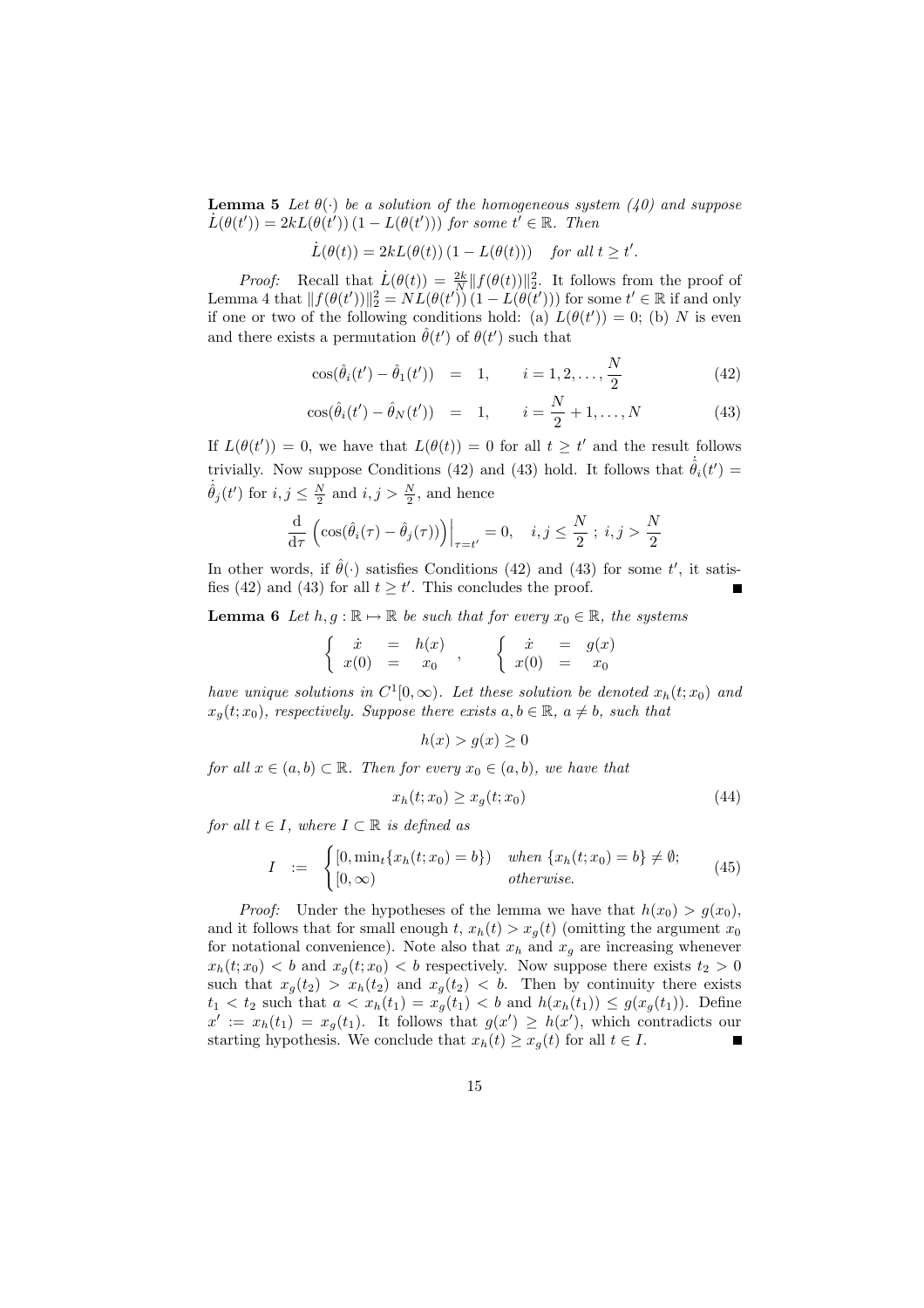**Lemma 5** *Let $\theta(\cdot)$ be a solution of the homogeneous system (40) and suppose $\dot{L}(\theta(t')) = 2kL(\theta(t'))\,(1 - L(\theta(t')))$ for some $t' \in \mathbb{R}$. Then*

$$\dot{L}(\theta(t)) = 2kL(\theta(t))\,(1 - L(\theta(t))) \quad \textit{for all } t \geq t'.$$

*Proof:* Recall that $\dot{L}(\theta(t)) = \frac{2k}{N}\|f(\theta(t))\|_2^2$. It follows from the proof of Lemma 4 that $\|f(\theta(t'))\|_2^2 = NL(\theta(t'))\,(1 - L(\theta(t')))$ for some $t' \in \mathbb{R}$ if and only if one or two of the following conditions hold: (a) $L(\theta(t')) = 0$; (b) $N$ is even and there exists a permutation $\hat{\theta}(t')$ of $\theta(t')$ such that

$$\cos(\hat{\theta}_i(t') - \hat{\theta}_1(t')) \;=\; 1, \qquad i = 1, 2, \ldots, \frac{N}{2} \tag{42}$$

$$\cos(\hat{\theta}_i(t') - \hat{\theta}_N(t')) \;=\; 1, \qquad i = \frac{N}{2}+1, \ldots, N \tag{43}$$

If $L(\theta(t')) = 0$, we have that $L(\theta(t)) = 0$ for all $t \geq t'$ and the result follows trivially. Now suppose Conditions (42) and (43) hold. It follows that $\dot{\hat{\theta}}_i(t') = \dot{\hat{\theta}}_j(t')$ for $i, j \leq \frac{N}{2}$ and $i, j > \frac{N}{2}$, and hence

$$\frac{\mathrm{d}}{\mathrm{d}\tau}\left(\cos(\hat{\theta}_i(\tau) - \hat{\theta}_j(\tau))\right)\Big|_{\tau = t'} = 0, \quad i, j \leq \frac{N}{2}\;;\; i, j > \frac{N}{2}$$

In other words, if $\hat{\theta}(\cdot)$ satisfies Conditions (42) and (43) for some $t'$, it satisfies (42) and (43) for all $t \geq t'$. This concludes the proof. ■

**Lemma 6** *Let $h, g : \mathbb{R} \mapsto \mathbb{R}$ be such that for every $x_0 \in \mathbb{R}$, the systems*

$$\left\{ \begin{array}{rcl} \dot{x} & = & h(x) \\ x(0) & = & x_0 \end{array} \right. , \qquad \left\{ \begin{array}{rcl} \dot{x} & = & g(x) \\ x(0) & = & x_0 \end{array} \right.$$

*have unique solutions in $C^1[0, \infty)$. Let these solution be denoted $x_h(t; x_0)$ and $x_g(t; x_0)$, respectively. Suppose there exists $a, b \in \mathbb{R}$, $a \neq b$, such that*

$$h(x) > g(x) \geq 0$$

*for all $x \in (a, b) \subset \mathbb{R}$. Then for every $x_0 \in (a, b)$, we have that*

$$x_h(t; x_0) \geq x_g(t; x_0) \tag{44}$$

*for all $t \in I$, where $I \subset \mathbb{R}$ is defined as*

$$I \;:=\; \begin{cases} [0, \min_t\{x_h(t; x_0) = b\}) & \textit{when } \{x_h(t; x_0) = b\} \neq \emptyset; \\ [0, \infty) & \textit{otherwise.} \end{cases} \tag{45}$$

*Proof:* Under the hypotheses of the lemma we have that $h(x_0) > g(x_0)$, and it follows that for small enough $t$, $x_h(t) > x_g(t)$ (omitting the argument $x_0$ for notational convenience). Note also that $x_h$ and $x_g$ are increasing whenever $x_h(t; x_0) < b$ and $x_g(t; x_0) < b$ respectively. Now suppose there exists $t_2 > 0$ such that $x_g(t_2) > x_h(t_2)$ and $x_g(t_2) < b$. Then by continuity there exists $t_1 < t_2$ such that $a < x_h(t_1) = x_g(t_1) < b$ and $h(x_h(t_1)) \leq g(x_g(t_1))$. Define $x' := x_h(t_1) = x_g(t_1)$. It follows that $g(x') \geq h(x')$, which contradicts our starting hypothesis. We conclude that $x_h(t) \geq x_g(t)$ for all $t \in I$. ■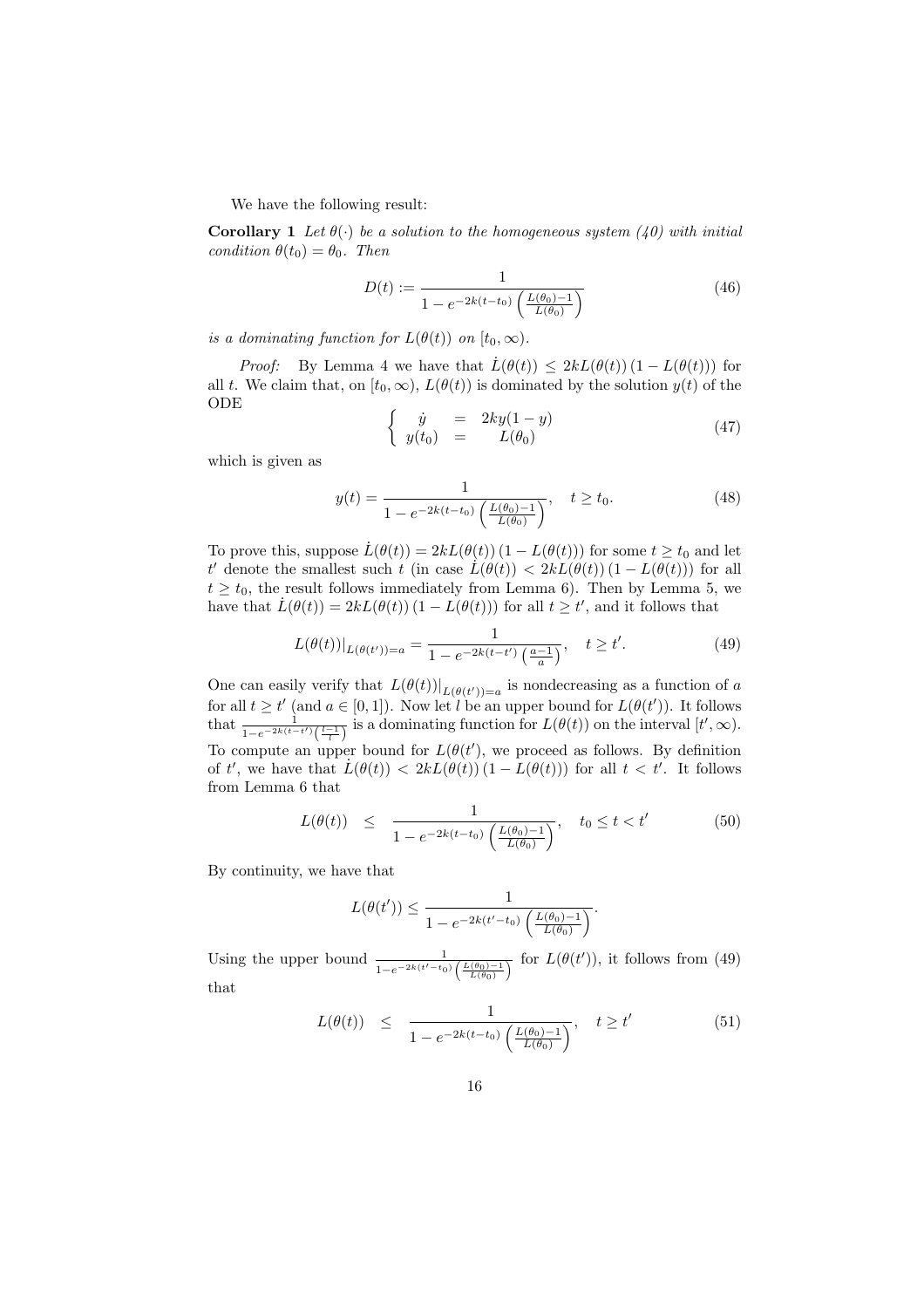We have the following result:

**Corollary 1** *Let $\theta(\cdot)$ be a solution to the homogeneous system (40) with initial condition $\theta(t_0) = \theta_0$. Then*

$$D(t) := \frac{1}{1 - e^{-2k(t-t_0)}\left(\frac{L(\theta_0)-1}{L(\theta_0)}\right)} \tag{46}$$

*is a dominating function for $L(\theta(t))$ on $[t_0, \infty)$.*

*Proof:* By Lemma 4 we have that $\dot{L}(\theta(t)) \leq 2kL(\theta(t))\,(1 - L(\theta(t)))$ for all $t$. We claim that, on $[t_0, \infty)$, $L(\theta(t))$ is dominated by the solution $y(t)$ of the ODE

$$\left\{ \begin{array}{rcl} \dot{y} & = & 2ky(1-y) \\ y(t_0) & = & L(\theta_0) \end{array} \right. \tag{47}$$

which is given as

$$y(t) = \frac{1}{1 - e^{-2k(t-t_0)}\left(\frac{L(\theta_0)-1}{L(\theta_0)}\right)}, \quad t \geq t_0. \tag{48}$$

To prove this, suppose $\dot{L}(\theta(t)) = 2kL(\theta(t))\,(1 - L(\theta(t)))$ for some $t \geq t_0$ and let $t'$ denote the smallest such $t$ (in case $\dot{L}(\theta(t)) < 2kL(\theta(t))\,(1 - L(\theta(t)))$ for all $t \geq t_0$, the result follows immediately from Lemma 6). Then by Lemma 5, we have that $\dot{L}(\theta(t)) = 2kL(\theta(t))\,(1 - L(\theta(t)))$ for all $t \geq t'$, and it follows that

$$L(\theta(t))|_{L(\theta(t'))=a} = \frac{1}{1 - e^{-2k(t-t')}\left(\frac{a-1}{a}\right)}, \quad t \geq t'. \tag{49}$$

One can easily verify that $L(\theta(t))|_{L(\theta(t'))=a}$ is nondecreasing as a function of $a$ for all $t \geq t'$ (and $a \in [0, 1]$). Now let $l$ be an upper bound for $L(\theta(t'))$. It follows that $\frac{1}{1-e^{-2k(t-t')}\left(\frac{l-1}{l}\right)}$ is a dominating function for $L(\theta(t))$ on the interval $[t', \infty)$. To compute an upper bound for $L(\theta(t'))$, we proceed as follows. By definition of $t'$, we have that $\dot{L}(\theta(t)) < 2kL(\theta(t))\,(1 - L(\theta(t)))$ for all $t < t'$. It follows from Lemma 6 that

$$L(\theta(t)) \quad \leq \quad \frac{1}{1 - e^{-2k(t-t_0)}\left(\frac{L(\theta_0)-1}{L(\theta_0)}\right)}, \quad t_0 \leq t < t' \tag{50}$$

By continuity, we have that

$$L(\theta(t')) \leq \frac{1}{1 - e^{-2k(t'-t_0)}\left(\frac{L(\theta_0)-1}{L(\theta_0)}\right)}.$$

Using the upper bound $\frac{1}{1-e^{-2k(t'-t_0)}\left(\frac{L(\theta_0)-1}{L(\theta_0)}\right)}$ for $L(\theta(t'))$, it follows from (49) that

$$L(\theta(t)) \quad \leq \quad \frac{1}{1 - e^{-2k(t-t_0)}\left(\frac{L(\theta_0)-1}{L(\theta_0)}\right)}, \quad t \geq t' \tag{51}$$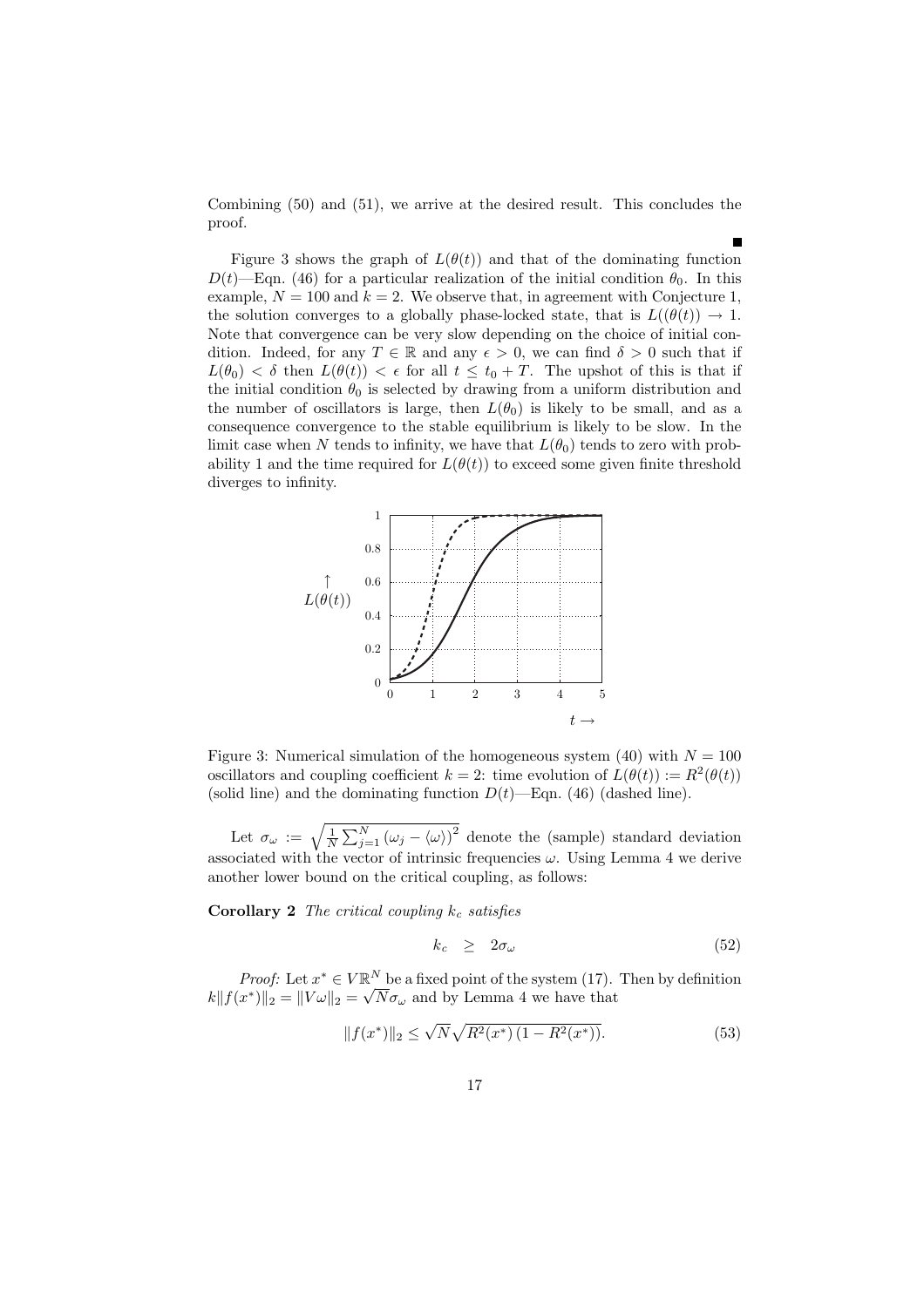Combining (50) and (51), we arrive at the desired result. This concludes the proof.

■

Figure 3 shows the graph of $L(\theta(t))$ and that of the dominating function $D(t)$—Eqn. (46) for a particular realization of the initial condition $\theta_0$. In this example, $N = 100$ and $k = 2$. We observe that, in agreement with Conjecture 1, the solution converges to a globally phase-locked state, that is $L((\theta(t)) \to 1$. Note that convergence can be very slow depending on the choice of initial condition. Indeed, for any $T \in \mathbb{R}$ and any $\epsilon > 0$, we can find $\delta > 0$ such that if $L(\theta_0) < \delta$ then $L(\theta(t)) < \epsilon$ for all $t \leq t_0 + T$. The upshot of this is that if the initial condition $\theta_0$ is selected by drawing from a uniform distribution and the number of oscillators is large, then $L(\theta_0)$ is likely to be small, and as a consequence convergence to the stable equilibrium is likely to be slow. In the limit case when $N$ tends to infinity, we have that $L(\theta_0)$ tends to zero with probability 1 and the time required for $L(\theta(t))$ to exceed some given finite threshold diverges to infinity.

Figure 3: Numerical simulation of the homogeneous system (40) with $N = 100$ oscillators and coupling coefficient $k = 2$: time evolution of $L(\theta(t)) := R^2(\theta(t))$ (solid line) and the dominating function $D(t)$—Eqn. (46) (dashed line).

Let $\sigma_\omega := \sqrt{\frac{1}{N}\sum_{j=1}^{N}\left(\omega_j - \langle\omega\rangle\right)^2}$ denote the (sample) standard deviation associated with the vector of intrinsic frequencies $\omega$. Using Lemma 4 we derive another lower bound on the critical coupling, as follows:

**Corollary 2** *The critical coupling $k_c$ satisfies*

$$k_c \quad \geq \quad 2\sigma_\omega \tag{52}$$

*Proof:* Let $x^* \in V\mathbb{R}^N$ be a fixed point of the system (17). Then by definition $k\|f(x^*)\|_2 = \|V\omega\|_2 = \sqrt{N}\sigma_\omega$ and by Lemma 4 we have that

$$\|f(x^*)\|_2 \leq \sqrt{N}\sqrt{R^2(x^*)\left(1 - R^2(x^*)\right)}. \tag{53}$$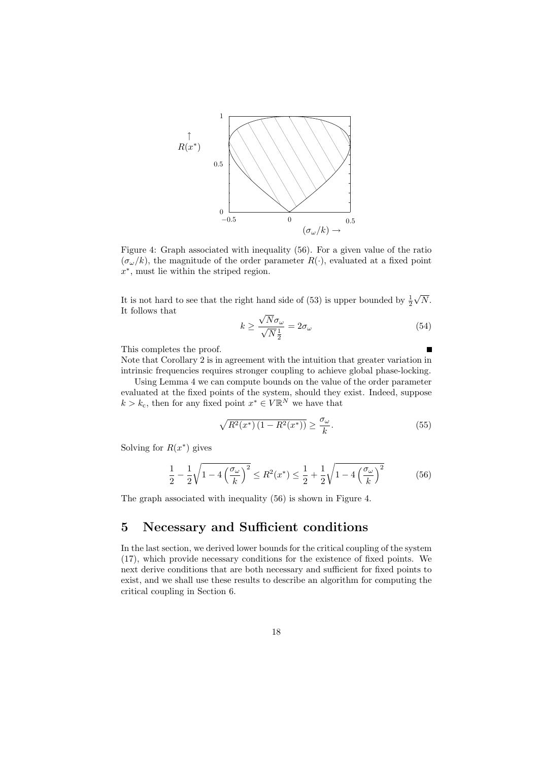Figure 4: Graph associated with inequality (56). For a given value of the ratio $(\sigma_\omega/k)$, the magnitude of the order parameter $R(\cdot)$, evaluated at a fixed point $x^*$, must lie within the striped region.

It is not hard to see that the right hand side of (53) is upper bounded by $\frac{1}{2}\sqrt{N}$. It follows that

$$k \geq \frac{\sqrt{N}\sigma_\omega}{\sqrt{N}\frac{1}{2}} = 2\sigma_\omega \tag{54}$$

This completes the proof. ∎

Note that Corollary 2 is in agreement with the intuition that greater variation in intrinsic frequencies requires stronger coupling to achieve global phase-locking.

Using Lemma 4 we can compute bounds on the value of the order parameter evaluated at the fixed points of the system, should they exist. Indeed, suppose $k > k_\mathrm{c}$, then for any fixed point $x^* \in V\mathbb{R}^N$ we have that

$$\sqrt{R^2(x^*)\left(1 - R^2(x^*)\right)} \geq \frac{\sigma_\omega}{k}. \tag{55}$$

Solving for $R(x^*)$ gives

$$\frac{1}{2} - \frac{1}{2}\sqrt{1 - 4\left(\frac{\sigma_\omega}{k}\right)^2} \leq R^2(x^*) \leq \frac{1}{2} + \frac{1}{2}\sqrt{1 - 4\left(\frac{\sigma_\omega}{k}\right)^2} \tag{56}$$

The graph associated with inequality (56) is shown in Figure 4.

# 5 Necessary and Sufficient conditions

In the last section, we derived lower bounds for the critical coupling of the system (17), which provide necessary conditions for the existence of fixed points. We next derive conditions that are both necessary and sufficient for fixed points to exist, and we shall use these results to describe an algorithm for computing the critical coupling in Section 6.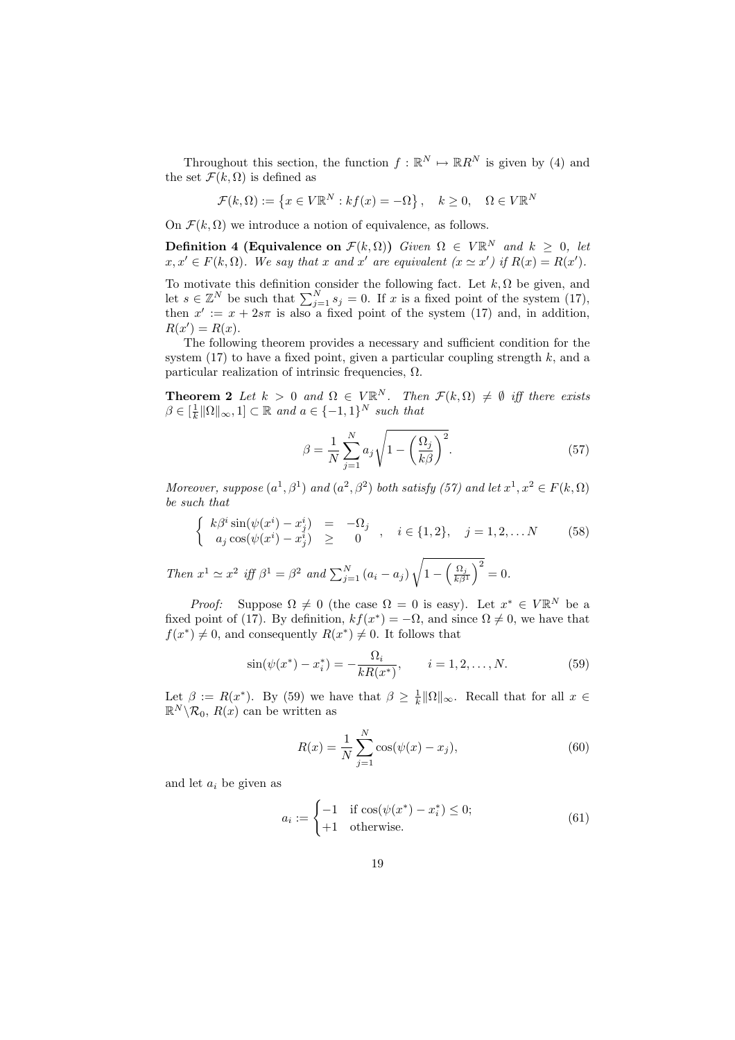Throughout this section, the function $f : \mathbb{R}^N \mapsto \mathbb{R}R^N$ is given by (4) and the set $\mathcal{F}(k, \Omega)$ is defined as

$$\mathcal{F}(k, \Omega) := \left\{ x \in V\mathbb{R}^N : kf(x) = -\Omega \right\}, \quad k \geq 0, \quad \Omega \in V\mathbb{R}^N$$

On $\mathcal{F}(k, \Omega)$ we introduce a notion of equivalence, as follows.

**Definition 4 (Equivalence on $\mathcal{F}(k, \Omega)$)** *Given $\Omega \in V\mathbb{R}^N$ and $k \geq 0$, let $x, x' \in F(k, \Omega)$. We say that $x$ and $x'$ are equivalent ($x \simeq x'$) if $R(x) = R(x')$.*

To motivate this definition consider the following fact. Let $k, \Omega$ be given, and let $s \in \mathbb{Z}^N$ be such that $\sum_{j=1}^{N} s_j = 0$. If $x$ is a fixed point of the system (17), then $x' := x + 2s\pi$ is also a fixed point of the system (17) and, in addition, $R(x') = R(x)$.

The following theorem provides a necessary and sufficient condition for the system (17) to have a fixed point, given a particular coupling strength $k$, and a particular realization of intrinsic frequencies, $\Omega$.

**Theorem 2** *Let $k > 0$ and $\Omega \in V\mathbb{R}^N$. Then $\mathcal{F}(k, \Omega) \neq \emptyset$ iff there exists $\beta \in [\frac{1}{k}\|\Omega\|_\infty, 1] \subset \mathbb{R}$ and $a \in \{-1, 1\}^N$ such that*

$$\beta = \frac{1}{N} \sum_{j=1}^{N} a_j \sqrt{1 - \left(\frac{\Omega_j}{k\beta}\right)^2}. \tag{57}$$

*Moreover, suppose $(a^1, \beta^1)$ and $(a^2, \beta^2)$ both satisfy (57) and let $x^1, x^2 \in F(k, \Omega)$ be such that*

$$\left\{ \begin{array}{rcl} k\beta^i \sin(\psi(x^i) - x^i_j) & = & -\Omega_j \\ a_j \cos(\psi(x^i) - x^i_j) & \geq & 0 \end{array} \right. , \quad i \in \{1, 2\}, \quad j = 1, 2, \ldots N \tag{58}$$

*Then $x^1 \simeq x^2$ iff $\beta^1 = \beta^2$ and $\sum_{j=1}^{N} (a_i - a_j) \sqrt{1 - \left(\frac{\Omega_j}{k\beta^1}\right)^2} = 0$.*

*Proof:* Suppose $\Omega \neq 0$ (the case $\Omega = 0$ is easy). Let $x^* \in V\mathbb{R}^N$ be a fixed point of (17). By definition, $kf(x^*) = -\Omega$, and since $\Omega \neq 0$, we have that $f(x^*) \neq 0$, and consequently $R(x^*) \neq 0$. It follows that

$$\sin(\psi(x^*) - x^*_i) = -\frac{\Omega_i}{kR(x^*)}, \qquad i = 1, 2, \ldots, N. \tag{59}$$

Let $\beta := R(x^*)$. By (59) we have that $\beta \geq \frac{1}{k}\|\Omega\|_\infty$. Recall that for all $x \in \mathbb{R}^N \backslash \mathcal{R}_0$, $R(x)$ can be written as

$$R(x) = \frac{1}{N} \sum_{j=1}^{N} \cos(\psi(x) - x_j), \tag{60}$$

and let $a_i$ be given as

$$a_i := \begin{cases} -1 & \text{if } \cos(\psi(x^*) - x^*_i) \leq 0; \\ +1 & \text{otherwise.} \end{cases} \tag{61}$$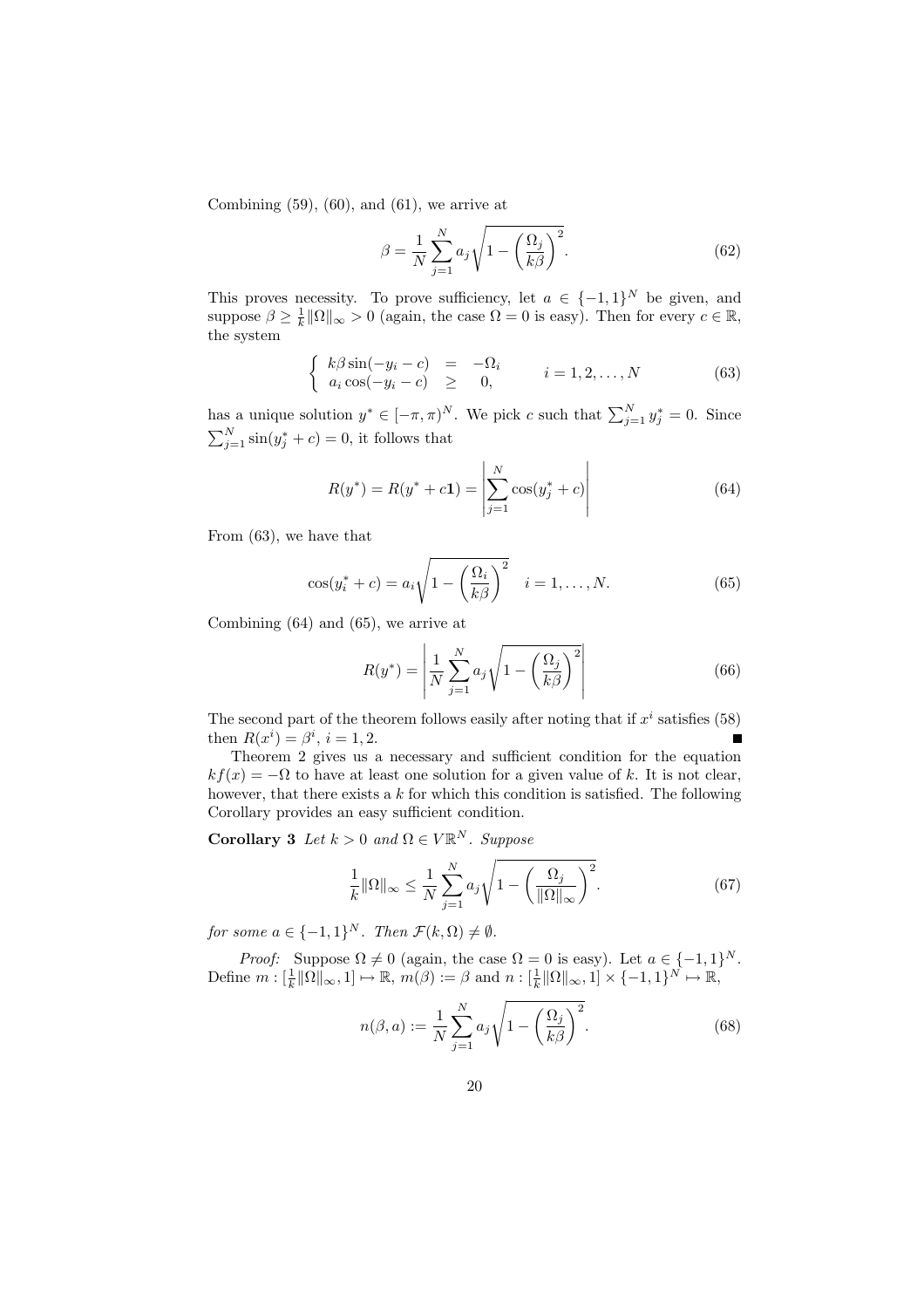Combining (59), (60), and (61), we arrive at

$$\beta = \frac{1}{N}\sum_{j=1}^{N} a_j \sqrt{1 - \left(\frac{\Omega_j}{k\beta}\right)^2}. \tag{62}$$

This proves necessity. To prove sufficiency, let $a \in \{-1,1\}^N$ be given, and suppose $\beta \geq \frac{1}{k}\|\Omega\|_\infty > 0$ (again, the case $\Omega = 0$ is easy). Then for every $c \in \mathbb{R}$, the system

$$\left\{ \begin{array}{rcl} k\beta \sin(-y_i - c) & = & -\Omega_i \\ a_i \cos(-y_i - c) & \geq & 0, \end{array} \right. \qquad i = 1, 2, \ldots, N \tag{63}$$

has a unique solution $y^* \in [-\pi, \pi)^N$. We pick $c$ such that $\sum_{j=1}^{N} y_j^* = 0$. Since $\sum_{j=1}^{N} \sin(y_j^* + c) = 0$, it follows that

$$R(y^*) = R(y^* + c\mathbf{1}) = \left| \sum_{j=1}^{N} \cos(y_j^* + c) \right| \tag{64}$$

From (63), we have that

$$\cos(y_i^* + c) = a_i \sqrt{1 - \left(\frac{\Omega_i}{k\beta}\right)^2} \quad i = 1, \ldots, N. \tag{65}$$

Combining (64) and (65), we arrive at

$$R(y^*) = \left| \frac{1}{N}\sum_{j=1}^{N} a_j \sqrt{1 - \left(\frac{\Omega_j}{k\beta}\right)^2} \right| \tag{66}$$

The second part of the theorem follows easily after noting that if $x^i$ satisfies (58) then $R(x^i) = \beta^i$, $i = 1, 2$. ■

Theorem 2 gives us a necessary and sufficient condition for the equation $kf(x) = -\Omega$ to have at least one solution for a given value of $k$. It is not clear, however, that there exists a $k$ for which this condition is satisfied. The following Corollary provides an easy sufficient condition.

**Corollary 3** *Let $k > 0$ and $\Omega \in V\mathbb{R}^N$. Suppose*

$$\frac{1}{k}\|\Omega\|_\infty \leq \frac{1}{N}\sum_{j=1}^{N} a_j \sqrt{1 - \left(\frac{\Omega_j}{\|\Omega\|_\infty}\right)^2}. \tag{67}$$

*for some $a \in \{-1,1\}^N$. Then $\mathcal{F}(k, \Omega) \neq \emptyset$.*

*Proof:* Suppose $\Omega \neq 0$ (again, the case $\Omega = 0$ is easy). Let $a \in \{-1,1\}^N$. Define $m : [\frac{1}{k}\|\Omega\|_\infty, 1] \mapsto \mathbb{R}$, $m(\beta) := \beta$ and $n : [\frac{1}{k}\|\Omega\|_\infty, 1] \times \{-1,1\}^N \mapsto \mathbb{R}$,

$$n(\beta, a) := \frac{1}{N}\sum_{j=1}^{N} a_j \sqrt{1 - \left(\frac{\Omega_j}{k\beta}\right)^2}. \tag{68}$$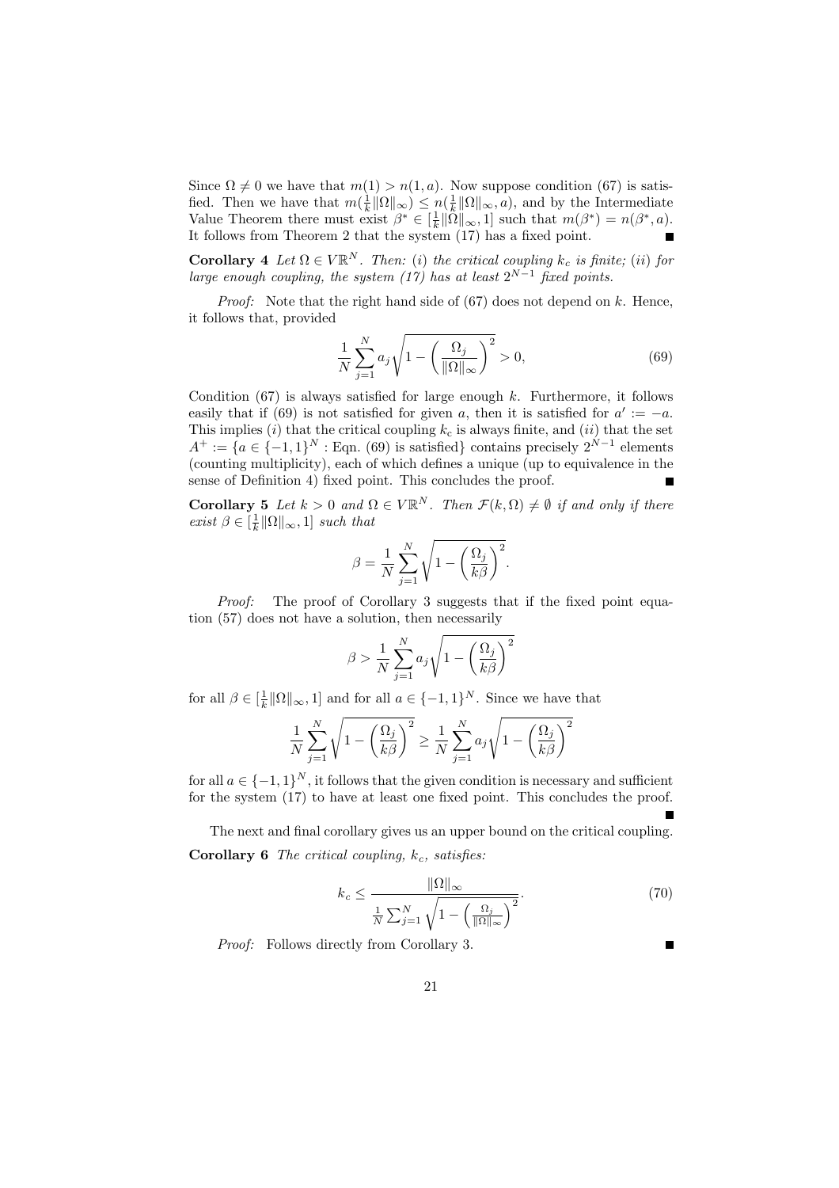Since $\Omega \neq 0$ we have that $m(1) > n(1, a)$. Now suppose condition (67) is satisfied. Then we have that $m(\frac{1}{k}\|\Omega\|_\infty) \leq n(\frac{1}{k}\|\Omega\|_\infty, a)$, and by the Intermediate Value Theorem there must exist $\beta^* \in [\frac{1}{k}\|\Omega\|_\infty, 1]$ such that $m(\beta^*) = n(\beta^*, a)$. It follows from Theorem 2 that the system (17) has a fixed point. ■

**Corollary 4** *Let $\Omega \in V\mathbb{R}^N$. Then: (i) the critical coupling $k_c$ is finite; (ii) for large enough coupling, the system (17) has at least $2^{N-1}$ fixed points.*

*Proof:* Note that the right hand side of (67) does not depend on $k$. Hence, it follows that, provided

$$\frac{1}{N}\sum_{j=1}^{N} a_j \sqrt{1 - \left(\frac{\Omega_j}{\|\Omega\|_\infty}\right)^2} > 0, \tag{69}$$

Condition (67) is always satisfied for large enough $k$. Furthermore, it follows easily that if (69) is not satisfied for given $a$, then it is satisfied for $a' := -a$. This implies $(i)$ that the critical coupling $k_c$ is always finite, and $(ii)$ that the set $A^+ := \{a \in \{-1, 1\}^N : \text{Eqn. (69) is satisfied}\}$ contains precisely $2^{N-1}$ elements (counting multiplicity), each of which defines a unique (up to equivalence in the sense of Definition 4) fixed point. This concludes the proof. ■

**Corollary 5** *Let $k > 0$ and $\Omega \in V\mathbb{R}^N$. Then $\mathcal{F}(k, \Omega) \neq \emptyset$ if and only if there exist $\beta \in [\frac{1}{k}\|\Omega\|_\infty, 1]$ such that*

$$\beta = \frac{1}{N}\sum_{j=1}^{N} \sqrt{1 - \left(\frac{\Omega_j}{k\beta}\right)^2}.$$

*Proof:* The proof of Corollary 3 suggests that if the fixed point equation (57) does not have a solution, then necessarily

$$\beta > \frac{1}{N}\sum_{j=1}^{N} a_j \sqrt{1 - \left(\frac{\Omega_j}{k\beta}\right)^2}$$

for all $\beta \in [\frac{1}{k}\|\Omega\|_\infty, 1]$ and for all $a \in \{-1, 1\}^N$. Since we have that

$$\frac{1}{N}\sum_{j=1}^{N} \sqrt{1 - \left(\frac{\Omega_j}{k\beta}\right)^2} \geq \frac{1}{N}\sum_{j=1}^{N} a_j \sqrt{1 - \left(\frac{\Omega_j}{k\beta}\right)^2}$$

for all $a \in \{-1, 1\}^N$, it follows that the given condition is necessary and sufficient for the system (17) to have at least one fixed point. This concludes the proof. ■

The next and final corollary gives us an upper bound on the critical coupling.

**Corollary 6** *The critical coupling, $k_c$, satisfies:*

$$k_c \leq \frac{\|\Omega\|_\infty}{\frac{1}{N}\sum_{j=1}^{N} \sqrt{1 - \left(\frac{\Omega_j}{\|\Omega\|_\infty}\right)^2}}. \tag{70}$$

*Proof:* Follows directly from Corollary 3. ■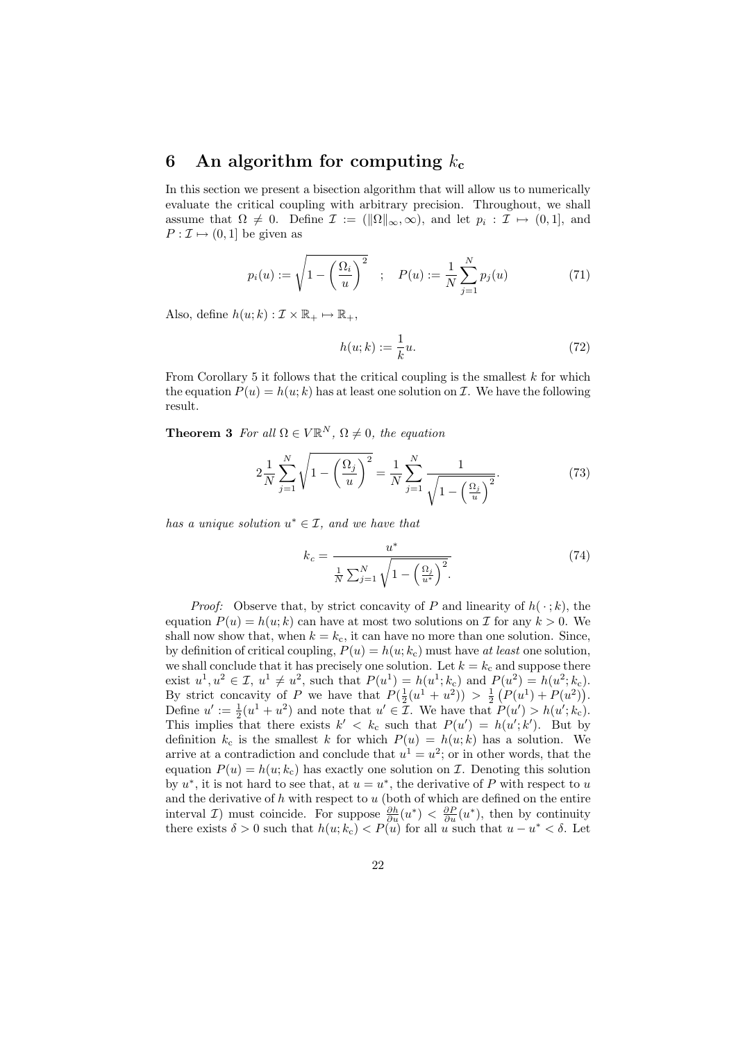# 6 An algorithm for computing $k_{\mathrm{c}}$

In this section we present a bisection algorithm that will allow us to numerically evaluate the critical coupling with arbitrary precision. Throughout, we shall assume that $\Omega \neq 0$. Define $\mathcal{I} := (\|\Omega\|_\infty, \infty)$, and let $p_i : \mathcal{I} \mapsto (0,1]$, and $P : \mathcal{I} \mapsto (0,1]$ be given as

$$p_i(u) := \sqrt{1 - \left(\frac{\Omega_i}{u}\right)^2} \quad ; \quad P(u) := \frac{1}{N}\sum_{j=1}^{N} p_j(u) \tag{71}$$

Also, define $h(u;k) : \mathcal{I} \times \mathbb{R}_+ \mapsto \mathbb{R}_+$,

$$h(u;k) := \frac{1}{k}u. \tag{72}$$

From Corollary 5 it follows that the critical coupling is the smallest $k$ for which the equation $P(u) = h(u;k)$ has at least one solution on $\mathcal{I}$. We have the following result.

**Theorem 3** *For all $\Omega \in V\mathbb{R}^N$, $\Omega \neq 0$, the equation*

$$2\frac{1}{N}\sum_{j=1}^{N}\sqrt{1 - \left(\frac{\Omega_j}{u}\right)^2} = \frac{1}{N}\sum_{j=1}^{N}\frac{1}{\sqrt{1 - \left(\frac{\Omega_j}{u}\right)^2}}. \tag{73}$$

*has a unique solution $u^* \in \mathcal{I}$, and we have that*

$$k_c = \frac{u^*}{\frac{1}{N}\sum_{j=1}^{N}\sqrt{1 - \left(\frac{\Omega_j}{u^*}\right)^2}}. \tag{74}$$

*Proof:* Observe that, by strict concavity of $P$ and linearity of $h(\,\cdot\,;k)$, the equation $P(u) = h(u;k)$ can have at most two solutions on $\mathcal{I}$ for any $k > 0$. We shall now show that, when $k = k_{\mathrm{c}}$, it can have no more than one solution. Since, by definition of critical coupling, $P(u) = h(u;k_{\mathrm{c}})$ must have *at least* one solution, we shall conclude that it has precisely one solution. Let $k = k_{\mathrm{c}}$ and suppose there exist $u^1, u^2 \in \mathcal{I}$, $u^1 \neq u^2$, such that $P(u^1) = h(u^1;k_{\mathrm{c}})$ and $P(u^2) = h(u^2;k_{\mathrm{c}})$. By strict concavity of $P$ we have that $P(\frac{1}{2}(u^1+u^2)) > \frac{1}{2}\left(P(u^1)+P(u^2)\right)$. Define $u' := \frac{1}{2}(u^1+u^2)$ and note that $u' \in \mathcal{I}$. We have that $P(u') > h(u';k_{\mathrm{c}})$. This implies that there exists $k' < k_{\mathrm{c}}$ such that $P(u') = h(u';k')$. But by definition $k_{\mathrm{c}}$ is the smallest $k$ for which $P(u) = h(u;k)$ has a solution. We arrive at a contradiction and conclude that $u^1 = u^2$; or in other words, that the equation $P(u) = h(u;k_{\mathrm{c}})$ has exactly one solution on $\mathcal{I}$. Denoting this solution by $u^*$, it is not hard to see that, at $u = u^*$, the derivative of $P$ with respect to $u$ and the derivative of $h$ with respect to $u$ (both of which are defined on the entire interval $\mathcal{I}$) must coincide. For suppose $\frac{\partial h}{\partial u}(u^*) < \frac{\partial P}{\partial u}(u^*)$, then by continuity there exists $\delta > 0$ such that $h(u;k_{\mathrm{c}}) < P(u)$ for all $u$ such that $u - u^* < \delta$. Let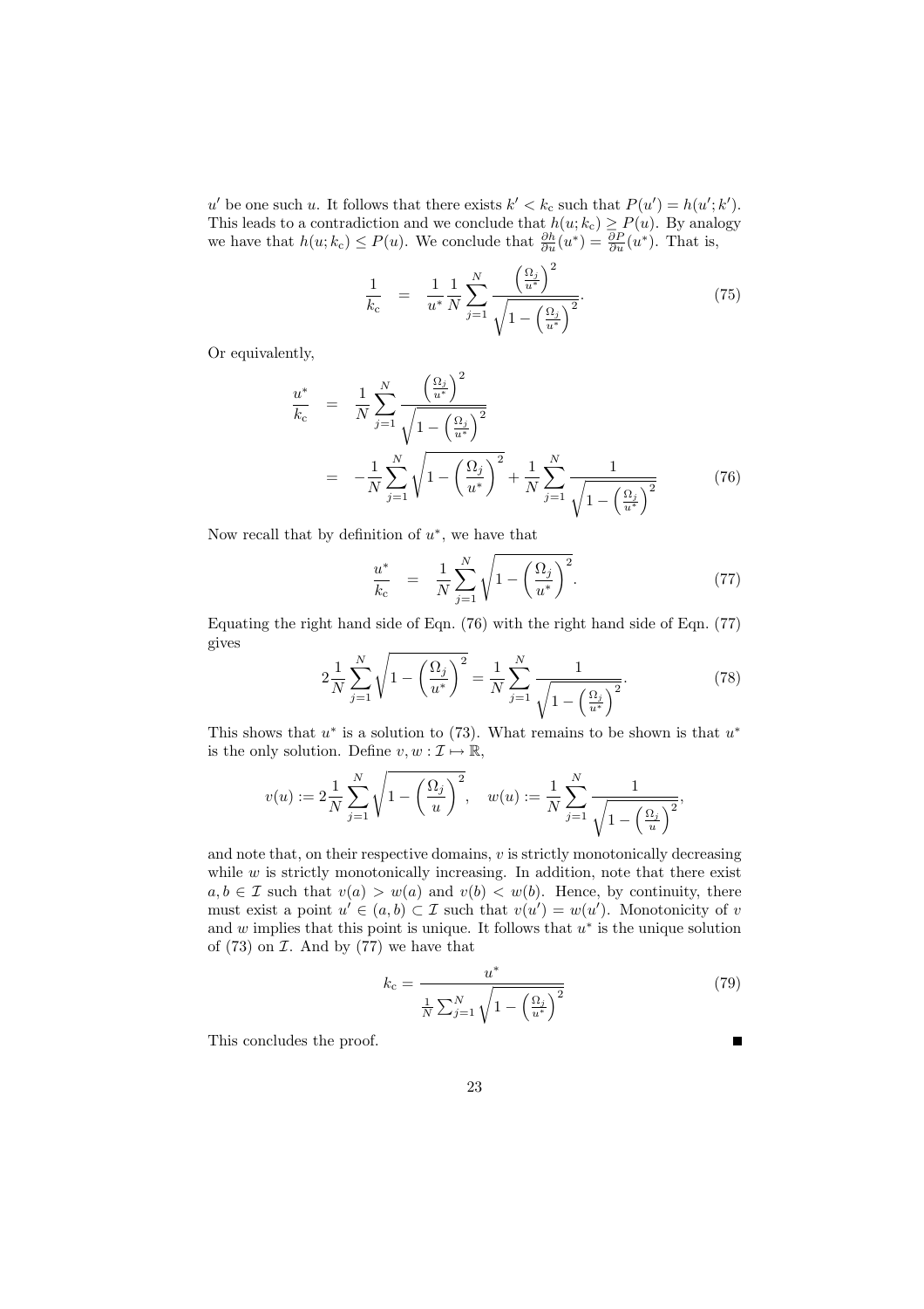$u'$ be one such $u$. It follows that there exists $k' < k_{\rm c}$ such that $P(u') = h(u'; k')$. This leads to a contradiction and we conclude that $h(u; k_{\rm c}) \geq P(u)$. By analogy we have that $h(u; k_{\rm c}) \leq P(u)$. We conclude that $\frac{\partial h}{\partial u}(u^*) = \frac{\partial P}{\partial u}(u^*)$. That is,

$$\frac{1}{k_{\rm c}} = \frac{1}{u^*} \frac{1}{N} \sum_{j=1}^{N} \frac{\left(\frac{\Omega_j}{u^*}\right)^2}{\sqrt{1 - \left(\frac{\Omega_j}{u^*}\right)^2}}. \tag{75}$$

Or equivalently,

$$\begin{aligned} \frac{u^*}{k_{\rm c}} &= \frac{1}{N} \sum_{j=1}^{N} \frac{\left(\frac{\Omega_j}{u^*}\right)^2}{\sqrt{1 - \left(\frac{\Omega_j}{u^*}\right)^2}} \\ &= -\frac{1}{N} \sum_{j=1}^{N} \sqrt{1 - \left(\frac{\Omega_j}{u^*}\right)^2} + \frac{1}{N} \sum_{j=1}^{N} \frac{1}{\sqrt{1 - \left(\frac{\Omega_j}{u^*}\right)^2}} \end{aligned} \tag{76}$$

Now recall that by definition of $u^*$, we have that

$$\frac{u^*}{k_{\rm c}} = \frac{1}{N} \sum_{j=1}^{N} \sqrt{1 - \left(\frac{\Omega_j}{u^*}\right)^2}. \tag{77}$$

Equating the right hand side of Eqn. (76) with the right hand side of Eqn. (77) gives

$$2 \frac{1}{N} \sum_{j=1}^{N} \sqrt{1 - \left(\frac{\Omega_j}{u^*}\right)^2} = \frac{1}{N} \sum_{j=1}^{N} \frac{1}{\sqrt{1 - \left(\frac{\Omega_j}{u^*}\right)^2}}. \tag{78}$$

This shows that $u^*$ is a solution to (73). What remains to be shown is that $u^*$ is the only solution. Define $v, w : \mathcal{I} \mapsto \mathbb{R}$,

$$v(u) := 2 \frac{1}{N} \sum_{j=1}^{N} \sqrt{1 - \left(\frac{\Omega_j}{u}\right)^2}, \quad w(u) := \frac{1}{N} \sum_{j=1}^{N} \frac{1}{\sqrt{1 - \left(\frac{\Omega_j}{u}\right)^2}},$$

and note that, on their respective domains, $v$ is strictly monotonically decreasing while $w$ is strictly monotonically increasing. In addition, note that there exist $a, b \in \mathcal{I}$ such that $v(a) > w(a)$ and $v(b) < w(b)$. Hence, by continuity, there must exist a point $u' \in (a, b) \subset \mathcal{I}$ such that $v(u') = w(u')$. Monotonicity of $v$ and $w$ implies that this point is unique. It follows that $u^*$ is the unique solution of (73) on $\mathcal{I}$. And by (77) we have that

$$k_{\rm c} = \frac{u^*}{\frac{1}{N} \sum_{j=1}^{N} \sqrt{1 - \left(\frac{\Omega_j}{u^*}\right)^2}} \tag{79}$$

This concludes the proof. ∎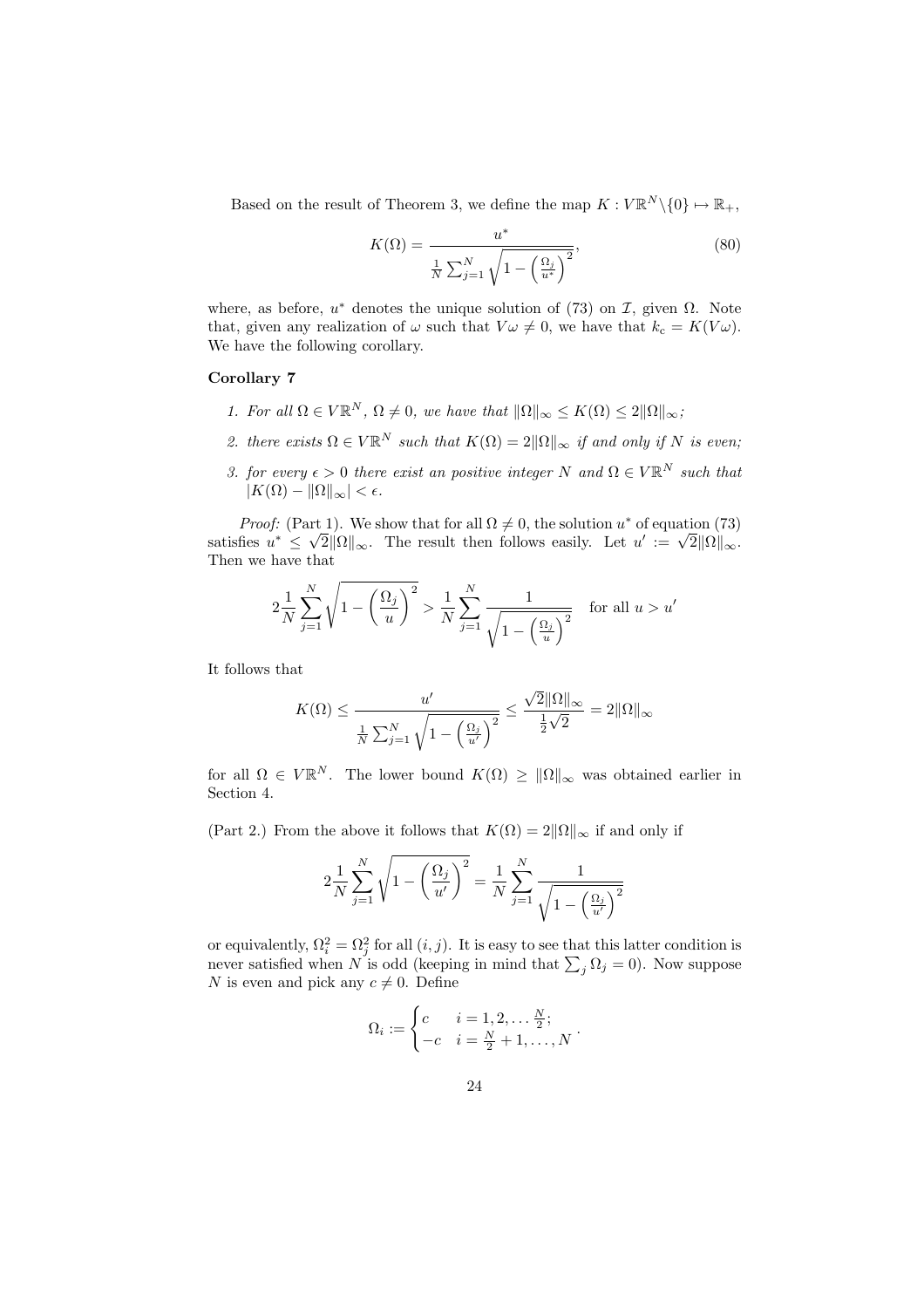Based on the result of Theorem 3, we define the map $K : V\mathbb{R}^N \backslash \{0\} \mapsto \mathbb{R}_+$,

$$K(\Omega) = \frac{u^*}{\frac{1}{N}\sum_{j=1}^N \sqrt{1 - \left(\frac{\Omega_j}{u^*}\right)^2}}, \tag{80}$$

where, as before, $u^*$ denotes the unique solution of (73) on $\mathcal{I}$, given $\Omega$. Note that, given any realization of $\omega$ such that $V\omega \neq 0$, we have that $k_c = K(V\omega)$. We have the following corollary.

**Corollary 7**

1. *For all $\Omega \in V\mathbb{R}^N$, $\Omega \neq 0$, we have that $\|\Omega\|_\infty \leq K(\Omega) \leq 2\|\Omega\|_\infty$;*
2. *there exists $\Omega \in V\mathbb{R}^N$ such that $K(\Omega) = 2\|\Omega\|_\infty$ if and only if $N$ is even;*
3. *for every $\epsilon > 0$ there exist an positive integer $N$ and $\Omega \in V\mathbb{R}^N$ such that $|K(\Omega) - \|\Omega\|_\infty| < \epsilon$.*

*Proof:* (Part 1). We show that for all $\Omega \neq 0$, the solution $u^*$ of equation (73) satisfies $u^* \leq \sqrt{2}\|\Omega\|_\infty$. The result then follows easily. Let $u' := \sqrt{2}\|\Omega\|_\infty$. Then we have that

$$2\frac{1}{N}\sum_{j=1}^N \sqrt{1 - \left(\frac{\Omega_j}{u}\right)^2} > \frac{1}{N}\sum_{j=1}^N \frac{1}{\sqrt{1 - \left(\frac{\Omega_j}{u}\right)^2}} \quad \text{for all } u > u'$$

It follows that

$$K(\Omega) \leq \frac{u'}{\frac{1}{N}\sum_{j=1}^N \sqrt{1 - \left(\frac{\Omega_j}{u'}\right)^2}} \leq \frac{\sqrt{2}\|\Omega\|_\infty}{\frac{1}{2}\sqrt{2}} = 2\|\Omega\|_\infty$$

for all $\Omega \in V\mathbb{R}^N$. The lower bound $K(\Omega) \geq \|\Omega\|_\infty$ was obtained earlier in Section 4.

(Part 2.) From the above it follows that $K(\Omega) = 2\|\Omega\|_\infty$ if and only if

$$2\frac{1}{N}\sum_{j=1}^N \sqrt{1 - \left(\frac{\Omega_j}{u'}\right)^2} = \frac{1}{N}\sum_{j=1}^N \frac{1}{\sqrt{1 - \left(\frac{\Omega_j}{u'}\right)^2}}$$

or equivalently, $\Omega_i^2 = \Omega_j^2$ for all $(i, j)$. It is easy to see that this latter condition is never satisfied when $N$ is odd (keeping in mind that $\sum_j \Omega_j = 0$). Now suppose $N$ is even and pick any $c \neq 0$. Define

$$\Omega_i := \begin{cases} c & i = 1, 2, \ldots \frac{N}{2}; \\ -c & i = \frac{N}{2} + 1, \ldots, N \end{cases}.$$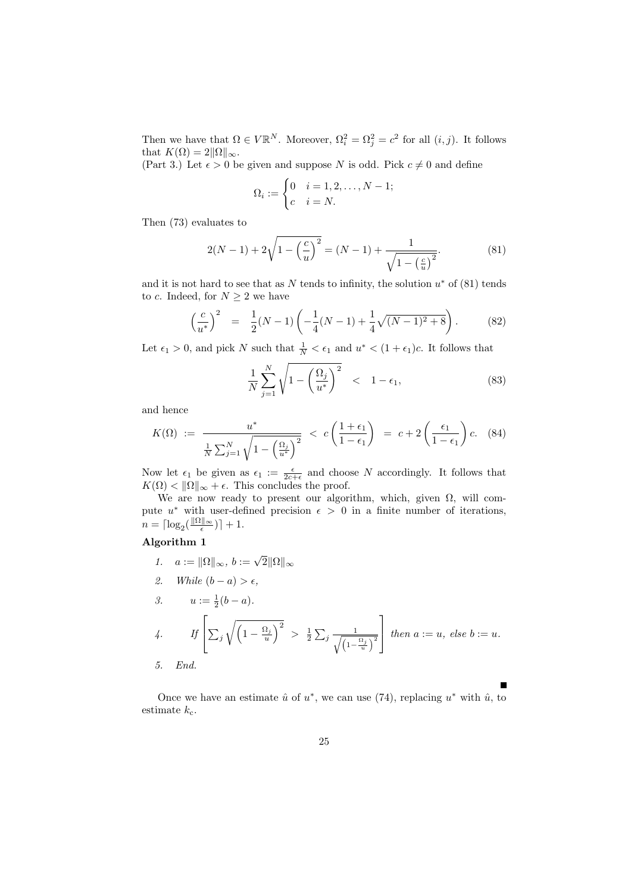Then we have that $\Omega \in V\mathbb{R}^N$. Moreover, $\Omega_i^2 = \Omega_j^2 = c^2$ for all $(i, j)$. It follows that $K(\Omega) = 2\|\Omega\|_\infty$.

(Part 3.) Let $\epsilon > 0$ be given and suppose $N$ is odd. Pick $c \neq 0$ and define

$$\Omega_i := \begin{cases} 0 & i = 1, 2, \ldots, N-1; \\ c & i = N. \end{cases}$$

Then (73) evaluates to

$$2(N-1) + 2\sqrt{1 - \left(\frac{c}{u}\right)^2} = (N-1) + \frac{1}{\sqrt{1 - \left(\frac{c}{u}\right)^2}}. \tag{81}$$

and it is not hard to see that as $N$ tends to infinity, the solution $u^*$ of (81) tends to $c$. Indeed, for $N \geq 2$ we have

$$\left(\frac{c}{u^*}\right)^2 \;=\; \frac{1}{2}(N-1)\left(-\frac{1}{4}(N-1) + \frac{1}{4}\sqrt{(N-1)^2 + 8}\right). \tag{82}$$

Let $\epsilon_1 > 0$, and pick $N$ such that $\frac{1}{N} < \epsilon_1$ and $u^* < (1+\epsilon_1)c$. It follows that

$$\frac{1}{N}\sum_{j=1}^{N}\sqrt{1 - \left(\frac{\Omega_j}{u^*}\right)^2} \;<\; 1 - \epsilon_1, \tag{83}$$

and hence

$$K(\Omega) \;:=\; \frac{u^*}{\frac{1}{N}\sum_{j=1}^{N}\sqrt{1 - \left(\frac{\Omega_j}{u^*}\right)^2}} \;<\; c\left(\frac{1+\epsilon_1}{1-\epsilon_1}\right) \;=\; c + 2\left(\frac{\epsilon_1}{1-\epsilon_1}\right)c. \tag{84}$$

Now let $\epsilon_1$ be given as $\epsilon_1 := \frac{\epsilon}{2c+\epsilon}$ and choose $N$ accordingly. It follows that $K(\Omega) < \|\Omega\|_\infty + \epsilon$. This concludes the proof.

We are now ready to present our algorithm, which, given $\Omega$, will compute $u^*$ with user-defined precision $\epsilon > 0$ in a finite number of iterations, $n = \lceil \log_2(\frac{\|\Omega\|_\infty}{\epsilon}) \rceil + 1$.

**Algorithm 1**

1. $a := \|\Omega\|_\infty$, $b := \sqrt{2}\|\Omega\|_\infty$
2. *While* $(b - a) > \epsilon$,
3. $\quad u := \frac{1}{2}(b - a)$.
4. $\quad$ *If* $\left[\sum_j \sqrt{\left(1 - \frac{\Omega_j}{u}\right)^2} \;>\; \frac{1}{2}\sum_j \frac{1}{\sqrt{\left(1 - \frac{\Omega_j}{u}\right)^2}}\right]$ *then* $a := u$, *else* $b := u$.
5. *End.*

■

Once we have an estimate $\hat{u}$ of $u^*$, we can use (74), replacing $u^*$ with $\hat{u}$, to estimate $k_c$.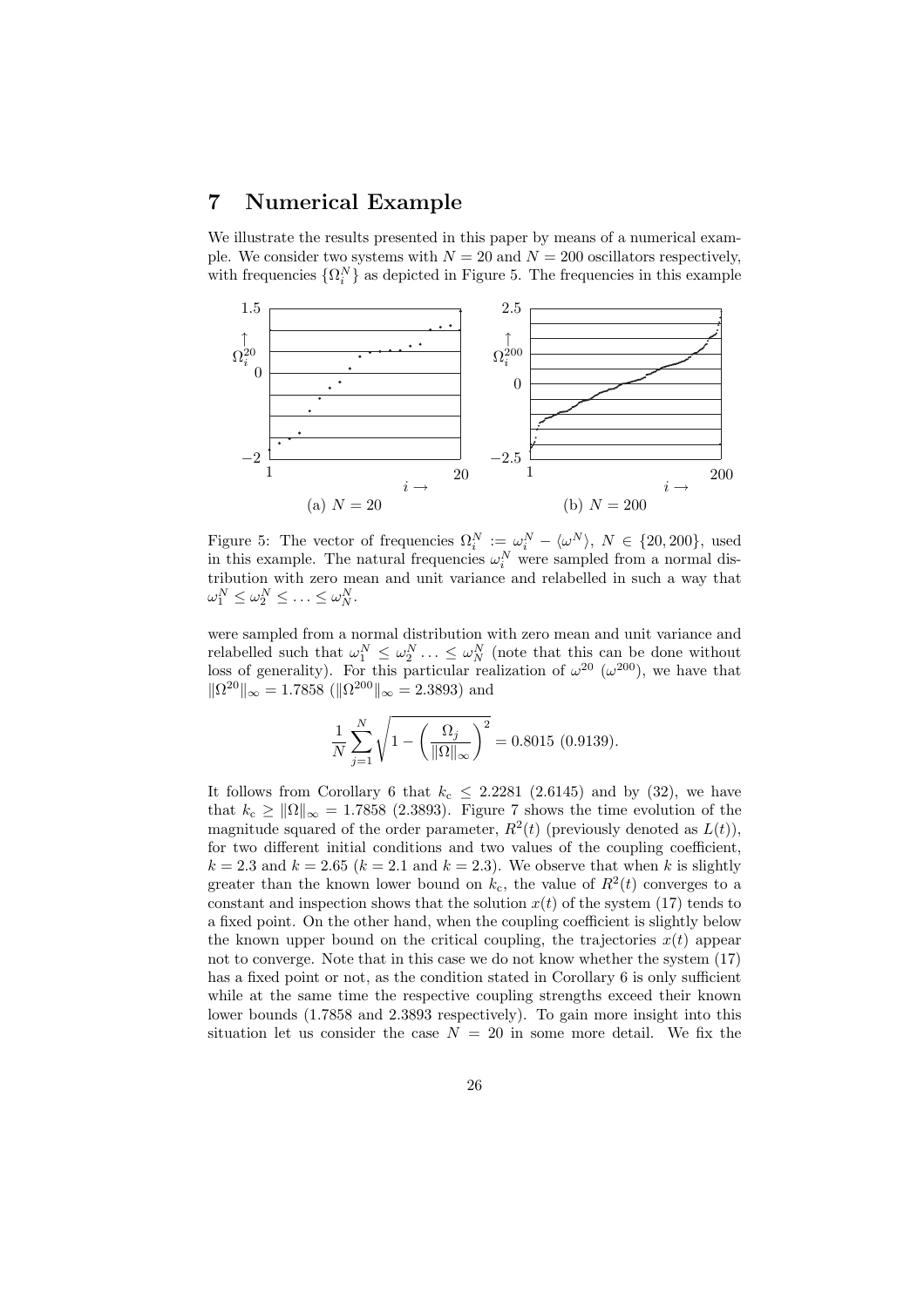# 7 Numerical Example

We illustrate the results presented in this paper by means of a numerical example. We consider two systems with $N = 20$ and $N = 200$ oscillators respectively, with frequencies $\{\Omega_i^N\}$ as depicted in Figure 5. The frequencies in this example

(a) $N = 20$

(b) $N = 200$

Figure 5: The vector of frequencies $\Omega_i^N := \omega_i^N - \langle \omega^N \rangle$, $N \in \{20, 200\}$, used in this example. The natural frequencies $\omega_i^N$ were sampled from a normal distribution with zero mean and unit variance and relabelled in such a way that $\omega_1^N \leq \omega_2^N \leq \ldots \leq \omega_N^N$.

were sampled from a normal distribution with zero mean and unit variance and relabelled such that $\omega_1^N \leq \omega_2^N \ldots \leq \omega_N^N$ (note that this can be done without loss of generality). For this particular realization of $\omega^{20}$ ($\omega^{200}$), we have that $\|\Omega^{20}\|_\infty = 1.7858$ ($\|\Omega^{200}\|_\infty = 2.3893$) and

$$\frac{1}{N} \sum_{j=1}^{N} \sqrt{1 - \left( \frac{\Omega_j}{\|\Omega\|_\infty} \right)^2} = 0.8015 \ (0.9139).$$

It follows from Corollary 6 that $k_c \leq 2.2281$ (2.6145) and by (32), we have that $k_c \geq \|\Omega\|_\infty = 1.7858$ (2.3893). Figure 7 shows the time evolution of the magnitude squared of the order parameter, $R^2(t)$ (previously denoted as $L(t)$), for two different initial conditions and two values of the coupling coefficient, $k = 2.3$ and $k = 2.65$ ($k = 2.1$ and $k = 2.3$). We observe that when $k$ is slightly greater than the known lower bound on $k_c$, the value of $R^2(t)$ converges to a constant and inspection shows that the solution $x(t)$ of the system (17) tends to a fixed point. On the other hand, when the coupling coefficient is slightly below the known upper bound on the critical coupling, the trajectories $x(t)$ appear not to converge. Note that in this case we do not know whether the system (17) has a fixed point or not, as the condition stated in Corollary 6 is only sufficient while at the same time the respective coupling strengths exceed their known lower bounds (1.7858 and 2.3893 respectively). To gain more insight into this situation let us consider the case $N = 20$ in some more detail. We fix the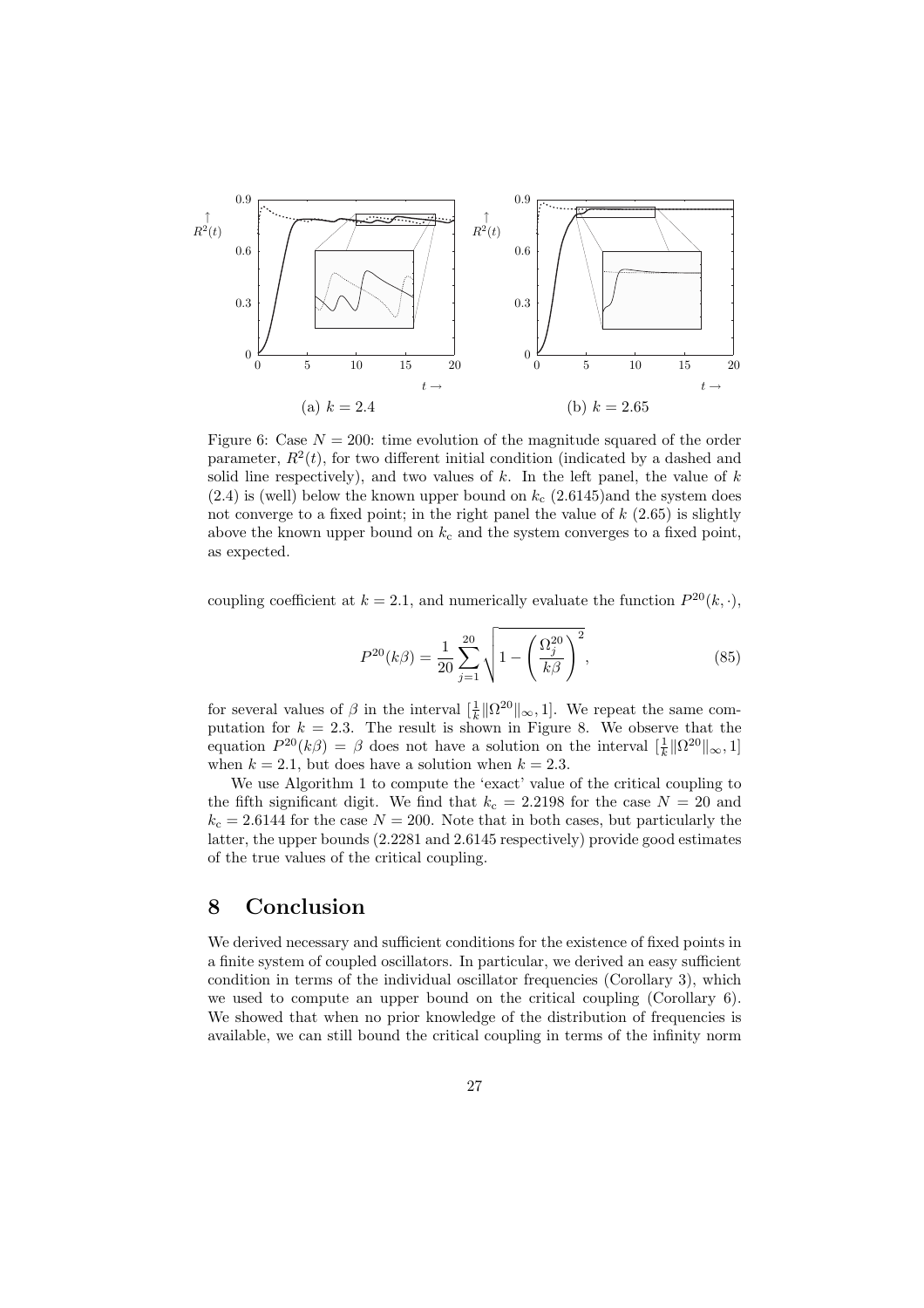Figure 6: Case $N = 200$: time evolution of the magnitude squared of the order parameter, $R^2(t)$, for two different initial condition (indicated by a dashed and solid line respectively), and two values of $k$. In the left panel, the value of $k$ (2.4) is (well) below the known upper bound on $k_c$ (2.6145)and the system does not converge to a fixed point; in the right panel the value of $k$ (2.65) is slightly above the known upper bound on $k_c$ and the system converges to a fixed point, as expected.

coupling coefficient at $k = 2.1$, and numerically evaluate the function $P^{20}(k, \cdot)$,

$$P^{20}(k\beta) = \frac{1}{20} \sum_{j=1}^{20} \sqrt{1 - \left(\frac{\Omega_j^{20}}{k\beta}\right)^2}, \tag{85}$$

for several values of $\beta$ in the interval $[\frac{1}{k}\|\Omega^{20}\|_\infty, 1]$. We repeat the same computation for $k = 2.3$. The result is shown in Figure 8. We observe that the equation $P^{20}(k\beta) = \beta$ does not have a solution on the interval $[\frac{1}{k}\|\Omega^{20}\|_\infty, 1]$ when $k = 2.1$, but does have a solution when $k = 2.3$.

We use Algorithm 1 to compute the 'exact' value of the critical coupling to the fifth significant digit. We find that $k_c = 2.2198$ for the case $N = 20$ and $k_c = 2.6144$ for the case $N = 200$. Note that in both cases, but particularly the latter, the upper bounds (2.2281 and 2.6145 respectively) provide good estimates of the true values of the critical coupling.

# 8 Conclusion

We derived necessary and sufficient conditions for the existence of fixed points in a finite system of coupled oscillators. In particular, we derived an easy sufficient condition in terms of the individual oscillator frequencies (Corollary 3), which we used to compute an upper bound on the critical coupling (Corollary 6). We showed that when no prior knowledge of the distribution of frequencies is available, we can still bound the critical coupling in terms of the infinity norm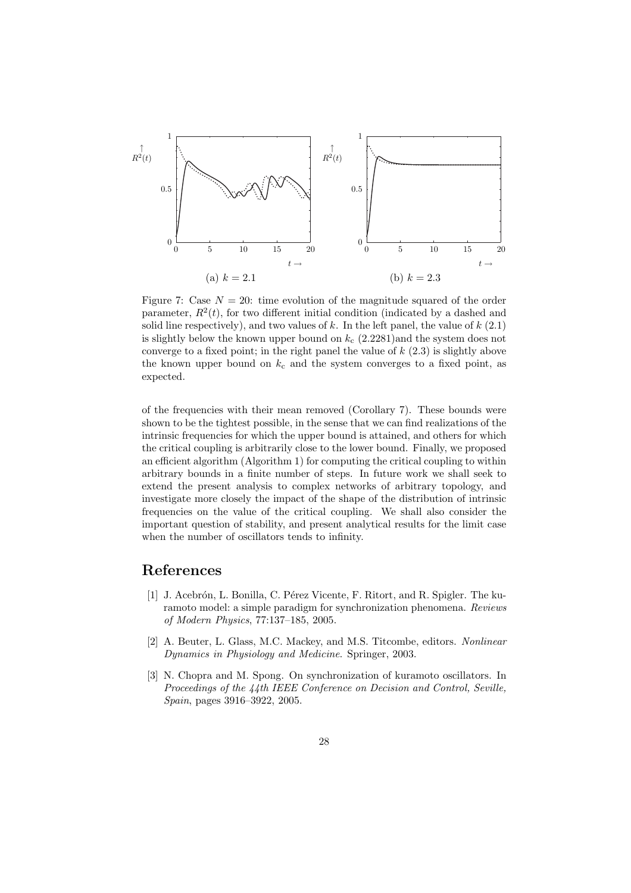(a) $k = 2.1$

(b) $k = 2.3$

Figure 7: Case $N = 20$: time evolution of the magnitude squared of the order parameter, $R^2(t)$, for two different initial condition (indicated by a dashed and solid line respectively), and two values of $k$. In the left panel, the value of $k$ (2.1) is slightly below the known upper bound on $k_c$ (2.2281)and the system does not converge to a fixed point; in the right panel the value of $k$ (2.3) is slightly above the known upper bound on $k_c$ and the system converges to a fixed point, as expected.

of the frequencies with their mean removed (Corollary 7). These bounds were shown to be the tightest possible, in the sense that we can find realizations of the intrinsic frequencies for which the upper bound is attained, and others for which the critical coupling is arbitrarily close to the lower bound. Finally, we proposed an efficient algorithm (Algorithm 1) for computing the critical coupling to within arbitrary bounds in a finite number of steps. In future work we shall seek to extend the present analysis to complex networks of arbitrary topology, and investigate more closely the impact of the shape of the distribution of intrinsic frequencies on the value of the critical coupling. We shall also consider the important question of stability, and present analytical results for the limit case when the number of oscillators tends to infinity.

# References

[1] J. Acebrón, L. Bonilla, C. Pérez Vicente, F. Ritort, and R. Spigler. The kuramoto model: a simple paradigm for synchronization phenomena. *Reviews of Modern Physics*, 77:137–185, 2005.

[2] A. Beuter, L. Glass, M.C. Mackey, and M.S. Titcombe, editors. *Nonlinear Dynamics in Physiology and Medicine*. Springer, 2003.

[3] N. Chopra and M. Spong. On synchronization of kuramoto oscillators. In *Proceedings of the 44th IEEE Conference on Decision and Control, Seville, Spain*, pages 3916–3922, 2005.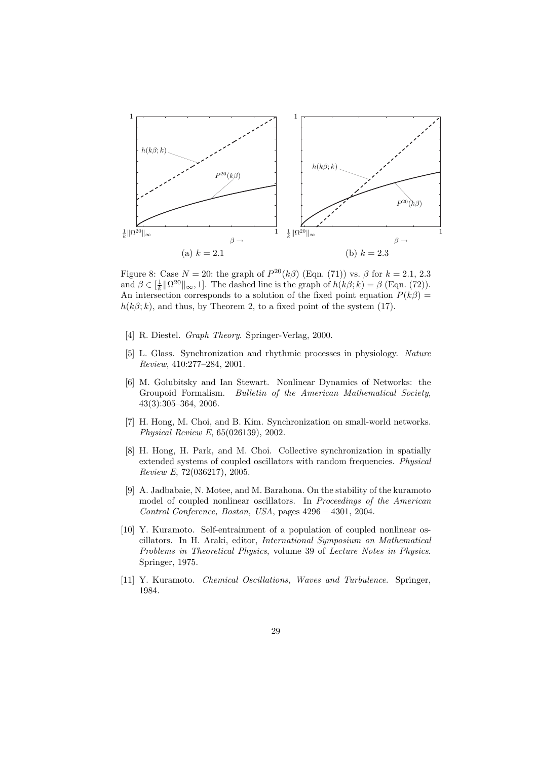Figure 8: Case $N = 20$: the graph of $P^{20}(k\beta)$ (Eqn. (71)) vs. $\beta$ for $k = 2.1$, $2.3$ and $\beta \in [\frac{1}{k}\|\Omega^{20}\|_\infty, 1]$. The dashed line is the graph of $h(k\beta; k) = \beta$ (Eqn. (72)). An intersection corresponds to a solution of the fixed point equation $P(k\beta) = h(k\beta; k)$, and thus, by Theorem 2, to a fixed point of the system (17).

[4] R. Diestel. *Graph Theory*. Springer-Verlag, 2000.

[5] L. Glass. Synchronization and rhythmic processes in physiology. *Nature Review*, 410:277–284, 2001.

[6] M. Golubitsky and Ian Stewart. Nonlinear Dynamics of Networks: the Groupoid Formalism. *Bulletin of the American Mathematical Society*, 43(3):305–364, 2006.

[7] H. Hong, M. Choi, and B. Kim. Synchronization on small-world networks. *Physical Review E*, 65(026139), 2002.

[8] H. Hong, H. Park, and M. Choi. Collective synchronization in spatially extended systems of coupled oscillators with random frequencies. *Physical Review E*, 72(036217), 2005.

[9] A. Jadbabaie, N. Motee, and M. Barahona. On the stability of the kuramoto model of coupled nonlinear oscillators. In *Proceedings of the American Control Conference, Boston, USA*, pages 4296 – 4301, 2004.

[10] Y. Kuramoto. Self-entrainment of a population of coupled nonlinear oscillators. In H. Araki, editor, *International Symposium on Mathematical Problems in Theoretical Physics*, volume 39 of *Lecture Notes in Physics*. Springer, 1975.

[11] Y. Kuramoto. *Chemical Oscillations, Waves and Turbulence*. Springer, 1984.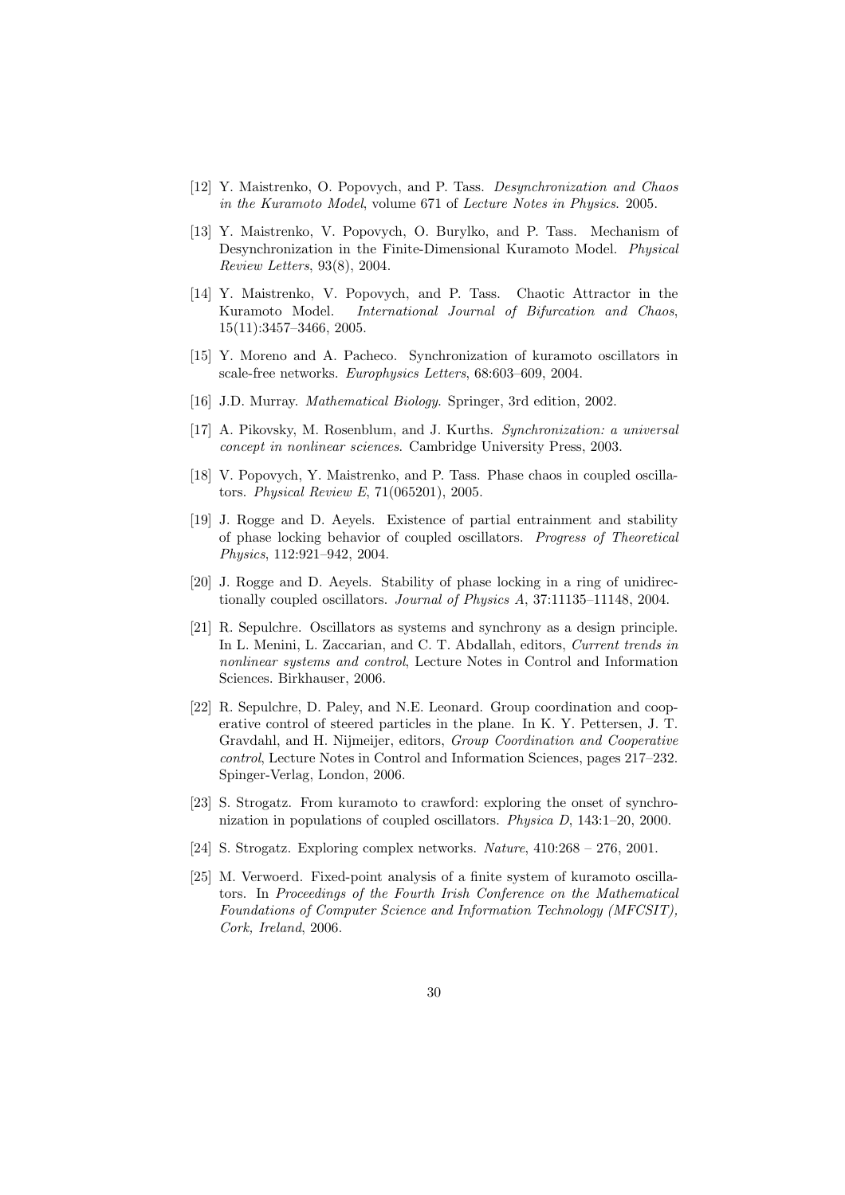[12] Y. Maistrenko, O. Popovych, and P. Tass. *Desynchronization and Chaos in the Kuramoto Model*, volume 671 of *Lecture Notes in Physics*. 2005.

[13] Y. Maistrenko, V. Popovych, O. Burylko, and P. Tass. Mechanism of Desynchronization in the Finite-Dimensional Kuramoto Model. *Physical Review Letters*, 93(8), 2004.

[14] Y. Maistrenko, V. Popovych, and P. Tass. Chaotic Attractor in the Kuramoto Model. *International Journal of Bifurcation and Chaos*, 15(11):3457–3466, 2005.

[15] Y. Moreno and A. Pacheco. Synchronization of kuramoto oscillators in scale-free networks. *Europhysics Letters*, 68:603–609, 2004.

[16] J.D. Murray. *Mathematical Biology*. Springer, 3rd edition, 2002.

[17] A. Pikovsky, M. Rosenblum, and J. Kurths. *Synchronization: a universal concept in nonlinear sciences*. Cambridge University Press, 2003.

[18] V. Popovych, Y. Maistrenko, and P. Tass. Phase chaos in coupled oscillators. *Physical Review E*, 71(065201), 2005.

[19] J. Rogge and D. Aeyels. Existence of partial entrainment and stability of phase locking behavior of coupled oscillators. *Progress of Theoretical Physics*, 112:921–942, 2004.

[20] J. Rogge and D. Aeyels. Stability of phase locking in a ring of unidirectionally coupled oscillators. *Journal of Physics A*, 37:11135–11148, 2004.

[21] R. Sepulchre. Oscillators as systems and synchrony as a design principle. In L. Menini, L. Zaccarian, and C. T. Abdallah, editors, *Current trends in nonlinear systems and control*, Lecture Notes in Control and Information Sciences. Birkhauser, 2006.

[22] R. Sepulchre, D. Paley, and N.E. Leonard. Group coordination and cooperative control of steered particles in the plane. In K. Y. Pettersen, J. T. Gravdahl, and H. Nijmeijer, editors, *Group Coordination and Cooperative control*, Lecture Notes in Control and Information Sciences, pages 217–232. Spinger-Verlag, London, 2006.

[23] S. Strogatz. From kuramoto to crawford: exploring the onset of synchronization in populations of coupled oscillators. *Physica D*, 143:1–20, 2000.

[24] S. Strogatz. Exploring complex networks. *Nature*, 410:268 – 276, 2001.

[25] M. Verwoerd. Fixed-point analysis of a finite system of kuramoto oscillators. In *Proceedings of the Fourth Irish Conference on the Mathematical Foundations of Computer Science and Information Technology (MFCSIT), Cork, Ireland*, 2006.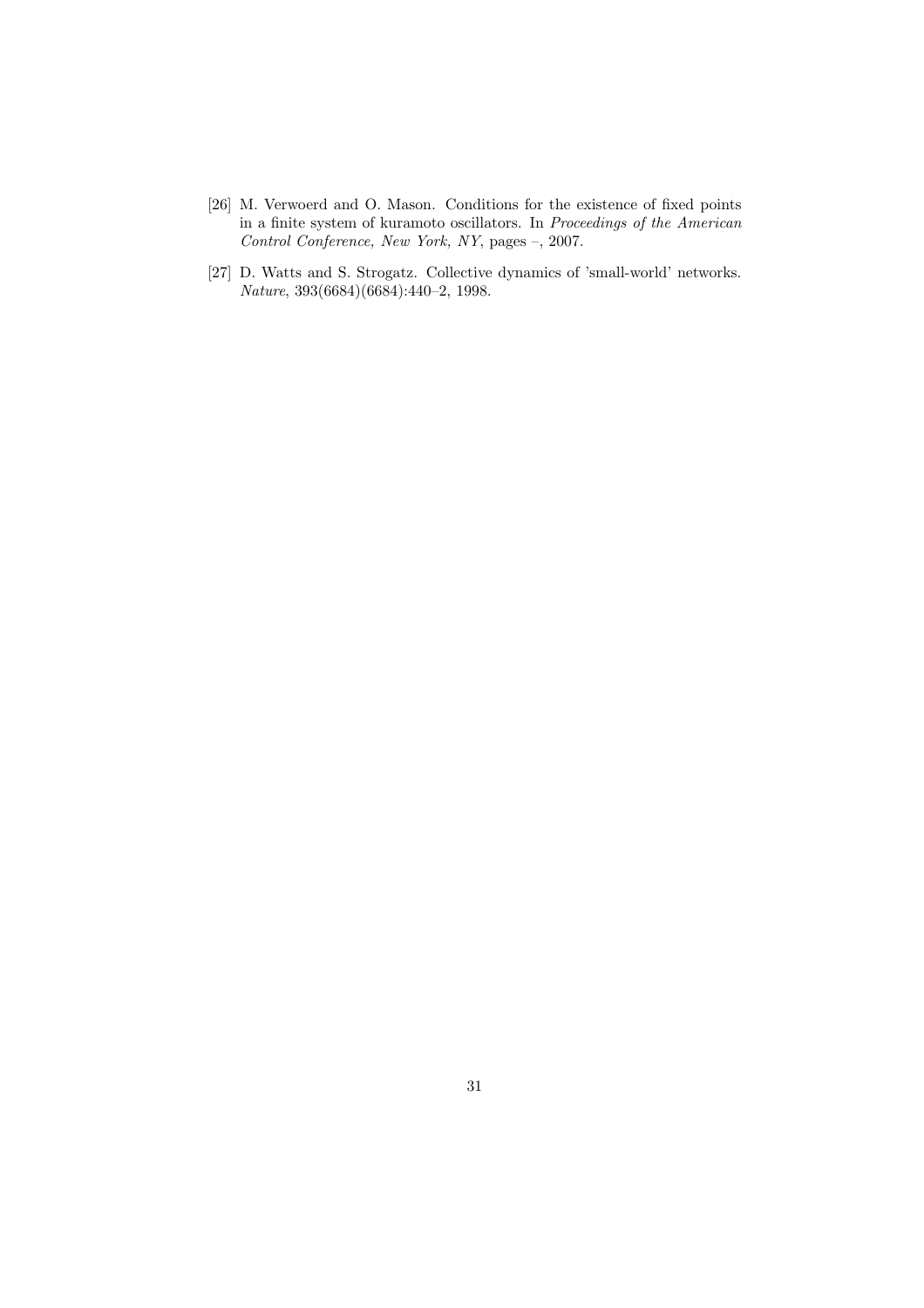[26] M. Verwoerd and O. Mason. Conditions for the existence of fixed points in a finite system of kuramoto oscillators. In *Proceedings of the American Control Conference, New York, NY*, pages –, 2007.

[27] D. Watts and S. Strogatz. Collective dynamics of 'small-world' networks. *Nature*, 393(6684)(6684):440–2, 1998.